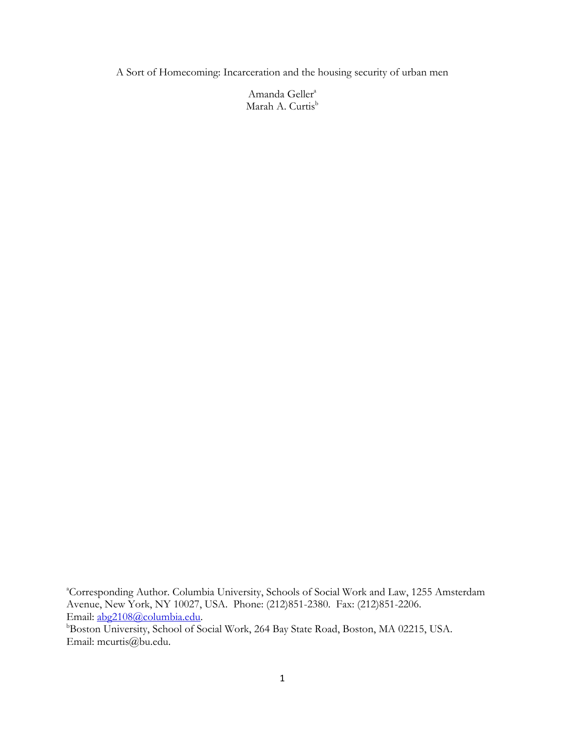A Sort of Homecoming: Incarceration and the housing security of urban men

Amanda Geller[a]
Marah A. Curtis[b]

[a]Corresponding Author. Columbia University, Schools of Social Work and Law, 1255 Amsterdam Avenue, New York, NY 10027, USA. Phone: (212)851-2380. Fax: (212)851-2206. Email: abg2108@columbia.edu.
[b]Boston University, School of Social Work, 264 Bay State Road, Boston, MA 02215, USA. Email: mcurtis@bu.edu.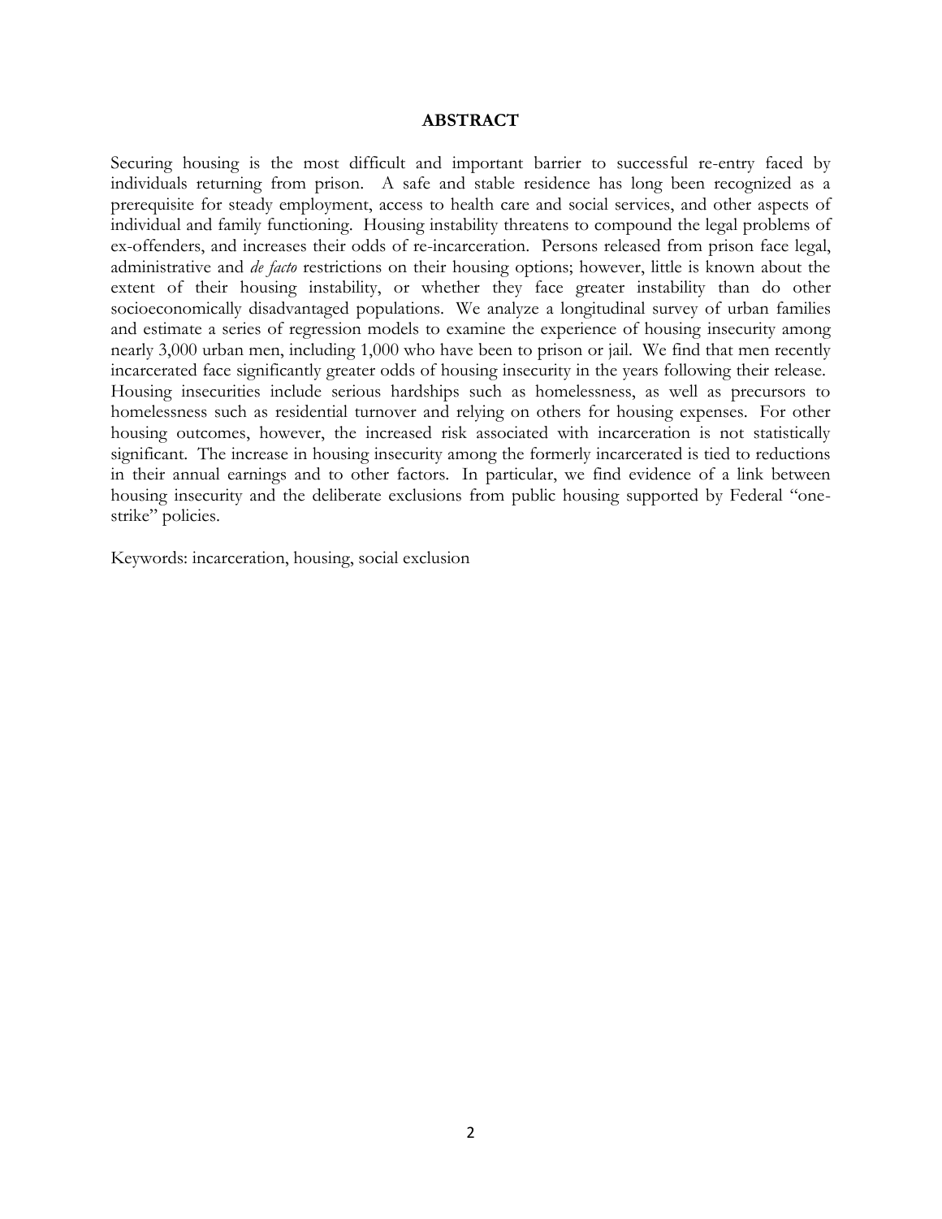## ABSTRACT

Securing housing is the most difficult and important barrier to successful re-entry faced by individuals returning from prison. A safe and stable residence has long been recognized as a prerequisite for steady employment, access to health care and social services, and other aspects of individual and family functioning. Housing instability threatens to compound the legal problems of ex-offenders, and increases their odds of re-incarceration. Persons released from prison face legal, administrative and *de facto* restrictions on their housing options; however, little is known about the extent of their housing instability, or whether they face greater instability than do other socioeconomically disadvantaged populations. We analyze a longitudinal survey of urban families and estimate a series of regression models to examine the experience of housing insecurity among nearly 3,000 urban men, including 1,000 who have been to prison or jail. We find that men recently incarcerated face significantly greater odds of housing insecurity in the years following their release. Housing insecurities include serious hardships such as homelessness, as well as precursors to homelessness such as residential turnover and relying on others for housing expenses. For other housing outcomes, however, the increased risk associated with incarceration is not statistically significant. The increase in housing insecurity among the formerly incarcerated is tied to reductions in their annual earnings and to other factors. In particular, we find evidence of a link between housing insecurity and the deliberate exclusions from public housing supported by Federal "one-strike" policies.

Keywords: incarceration, housing, social exclusion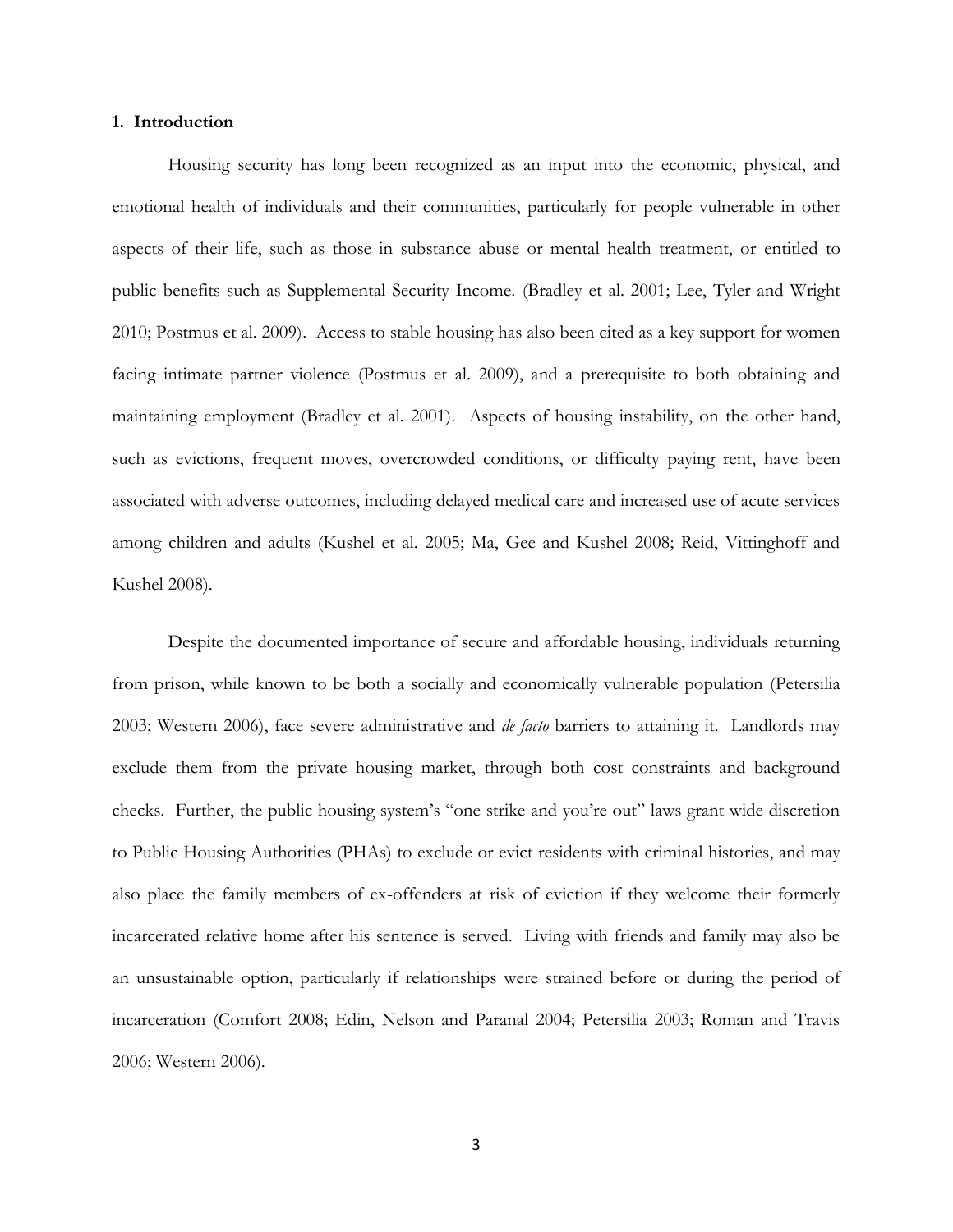## 1. Introduction

Housing security has long been recognized as an input into the economic, physical, and emotional health of individuals and their communities, particularly for people vulnerable in other aspects of their life, such as those in substance abuse or mental health treatment, or entitled to public benefits such as Supplemental Security Income. (Bradley et al. 2001; Lee, Tyler and Wright 2010; Postmus et al. 2009). Access to stable housing has also been cited as a key support for women facing intimate partner violence (Postmus et al. 2009), and a prerequisite to both obtaining and maintaining employment (Bradley et al. 2001). Aspects of housing instability, on the other hand, such as evictions, frequent moves, overcrowded conditions, or difficulty paying rent, have been associated with adverse outcomes, including delayed medical care and increased use of acute services among children and adults (Kushel et al. 2005; Ma, Gee and Kushel 2008; Reid, Vittinghoff and Kushel 2008).

Despite the documented importance of secure and affordable housing, individuals returning from prison, while known to be both a socially and economically vulnerable population (Petersilia 2003; Western 2006), face severe administrative and *de facto* barriers to attaining it. Landlords may exclude them from the private housing market, through both cost constraints and background checks. Further, the public housing system's "one strike and you're out" laws grant wide discretion to Public Housing Authorities (PHAs) to exclude or evict residents with criminal histories, and may also place the family members of ex-offenders at risk of eviction if they welcome their formerly incarcerated relative home after his sentence is served. Living with friends and family may also be an unsustainable option, particularly if relationships were strained before or during the period of incarceration (Comfort 2008; Edin, Nelson and Paranal 2004; Petersilia 2003; Roman and Travis 2006; Western 2006).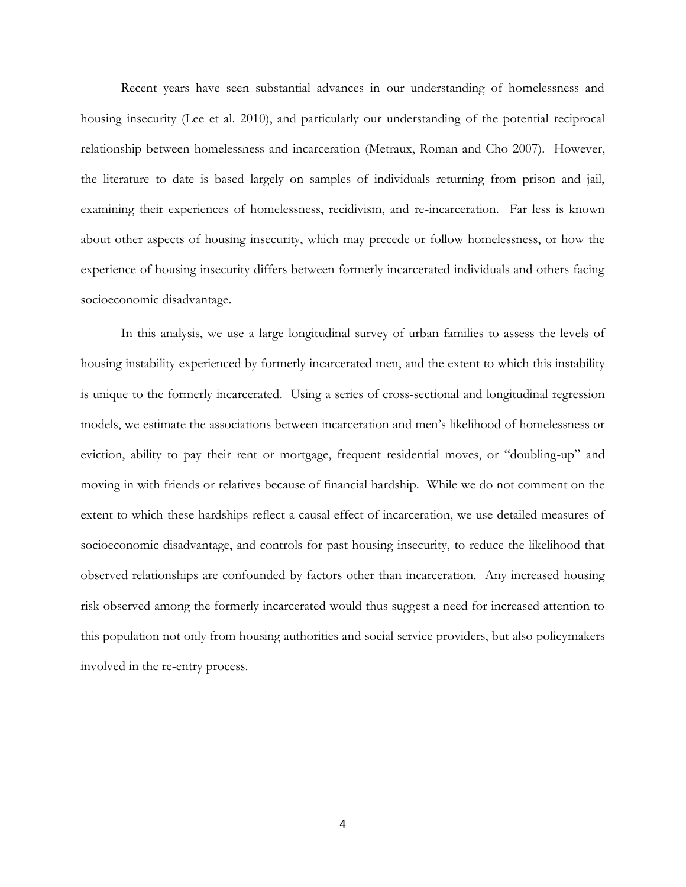Recent years have seen substantial advances in our understanding of homelessness and housing insecurity (Lee et al. 2010), and particularly our understanding of the potential reciprocal relationship between homelessness and incarceration (Metraux, Roman and Cho 2007). However, the literature to date is based largely on samples of individuals returning from prison and jail, examining their experiences of homelessness, recidivism, and re-incarceration. Far less is known about other aspects of housing insecurity, which may precede or follow homelessness, or how the experience of housing insecurity differs between formerly incarcerated individuals and others facing socioeconomic disadvantage.

In this analysis, we use a large longitudinal survey of urban families to assess the levels of housing instability experienced by formerly incarcerated men, and the extent to which this instability is unique to the formerly incarcerated. Using a series of cross-sectional and longitudinal regression models, we estimate the associations between incarceration and men's likelihood of homelessness or eviction, ability to pay their rent or mortgage, frequent residential moves, or "doubling-up" and moving in with friends or relatives because of financial hardship. While we do not comment on the extent to which these hardships reflect a causal effect of incarceration, we use detailed measures of socioeconomic disadvantage, and controls for past housing insecurity, to reduce the likelihood that observed relationships are confounded by factors other than incarceration. Any increased housing risk observed among the formerly incarcerated would thus suggest a need for increased attention to this population not only from housing authorities and social service providers, but also policymakers involved in the re-entry process.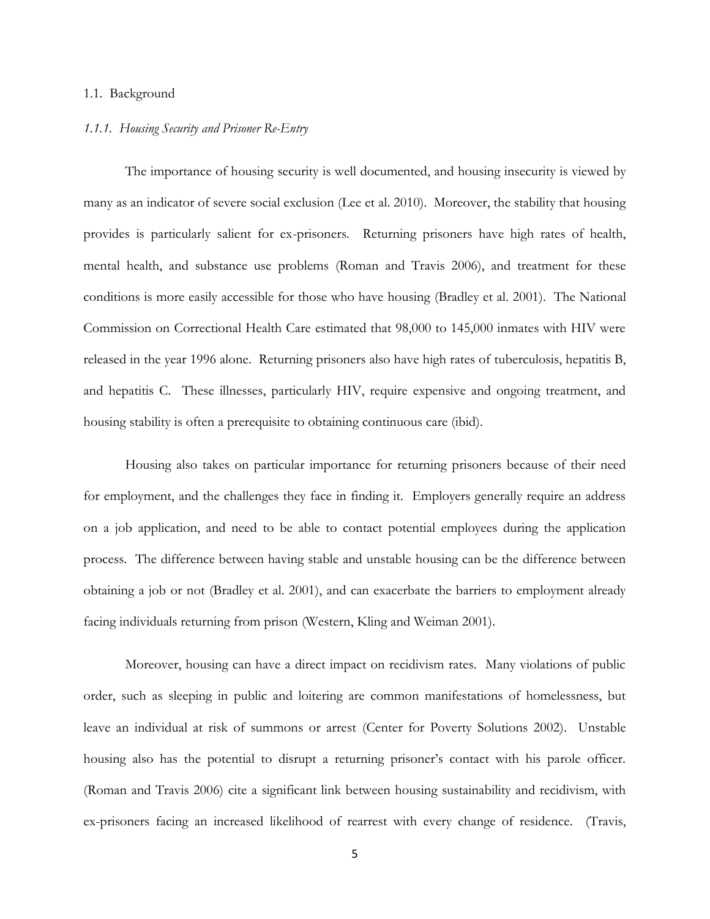## 1.1. Background

### *1.1.1. Housing Security and Prisoner Re-Entry*

The importance of housing security is well documented, and housing insecurity is viewed by many as an indicator of severe social exclusion (Lee et al. 2010). Moreover, the stability that housing provides is particularly salient for ex-prisoners. Returning prisoners have high rates of health, mental health, and substance use problems (Roman and Travis 2006), and treatment for these conditions is more easily accessible for those who have housing (Bradley et al. 2001). The National Commission on Correctional Health Care estimated that 98,000 to 145,000 inmates with HIV were released in the year 1996 alone. Returning prisoners also have high rates of tuberculosis, hepatitis B, and hepatitis C. These illnesses, particularly HIV, require expensive and ongoing treatment, and housing stability is often a prerequisite to obtaining continuous care (ibid).

Housing also takes on particular importance for returning prisoners because of their need for employment, and the challenges they face in finding it. Employers generally require an address on a job application, and need to be able to contact potential employees during the application process. The difference between having stable and unstable housing can be the difference between obtaining a job or not (Bradley et al. 2001), and can exacerbate the barriers to employment already facing individuals returning from prison (Western, Kling and Weiman 2001).

Moreover, housing can have a direct impact on recidivism rates. Many violations of public order, such as sleeping in public and loitering are common manifestations of homelessness, but leave an individual at risk of summons or arrest (Center for Poverty Solutions 2002). Unstable housing also has the potential to disrupt a returning prisoner's contact with his parole officer. (Roman and Travis 2006) cite a significant link between housing sustainability and recidivism, with ex-prisoners facing an increased likelihood of rearrest with every change of residence. (Travis,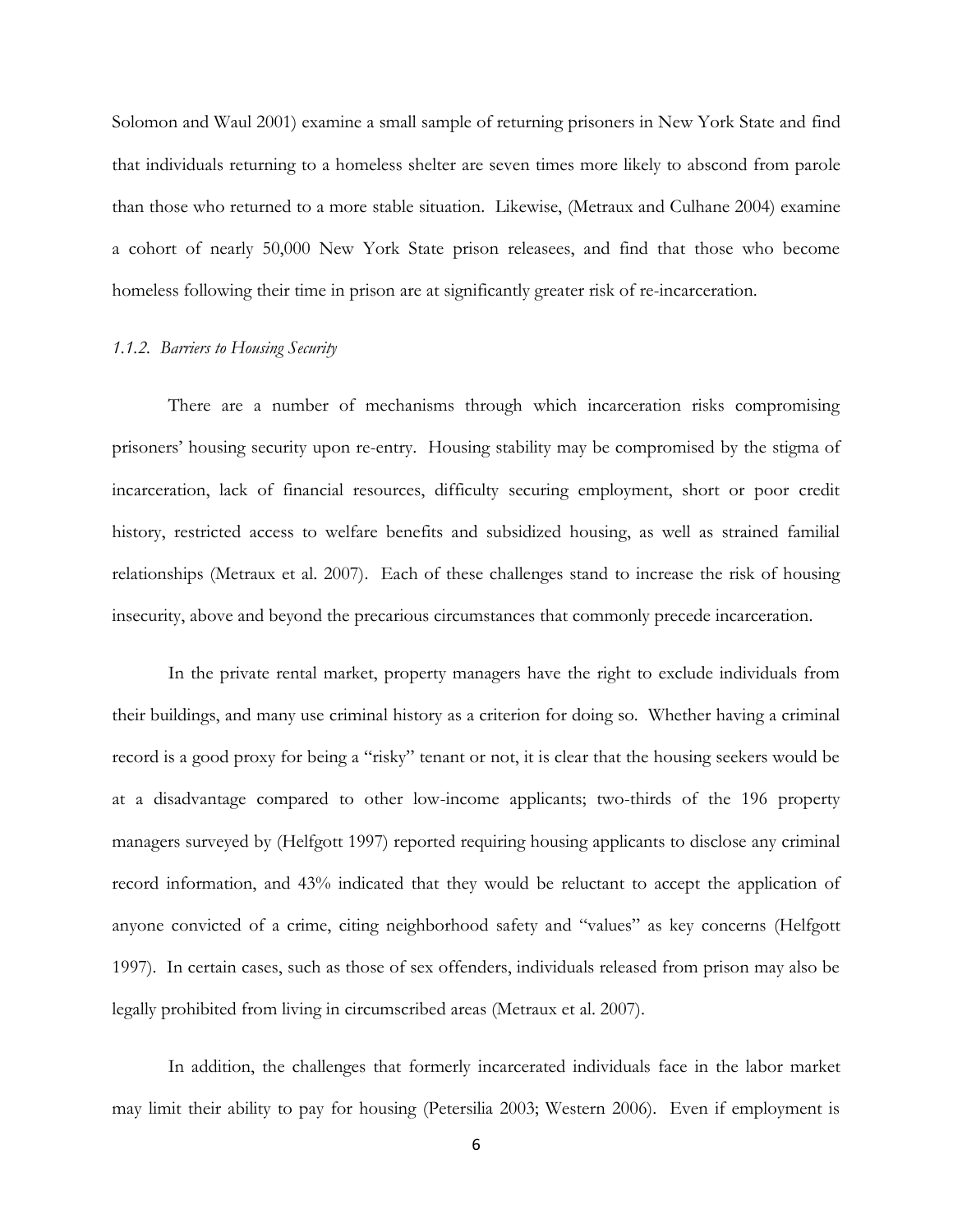Solomon and Waul 2001) examine a small sample of returning prisoners in New York State and find that individuals returning to a homeless shelter are seven times more likely to abscond from parole than those who returned to a more stable situation. Likewise, (Metraux and Culhane 2004) examine a cohort of nearly 50,000 New York State prison releasees, and find that those who become homeless following their time in prison are at significantly greater risk of re-incarceration.

### *1.1.2. Barriers to Housing Security*

There are a number of mechanisms through which incarceration risks compromising prisoners' housing security upon re-entry. Housing stability may be compromised by the stigma of incarceration, lack of financial resources, difficulty securing employment, short or poor credit history, restricted access to welfare benefits and subsidized housing, as well as strained familial relationships (Metraux et al. 2007). Each of these challenges stand to increase the risk of housing insecurity, above and beyond the precarious circumstances that commonly precede incarceration.

In the private rental market, property managers have the right to exclude individuals from their buildings, and many use criminal history as a criterion for doing so. Whether having a criminal record is a good proxy for being a "risky" tenant or not, it is clear that the housing seekers would be at a disadvantage compared to other low-income applicants; two-thirds of the 196 property managers surveyed by (Helfgott 1997) reported requiring housing applicants to disclose any criminal record information, and 43% indicated that they would be reluctant to accept the application of anyone convicted of a crime, citing neighborhood safety and "values" as key concerns (Helfgott 1997). In certain cases, such as those of sex offenders, individuals released from prison may also be legally prohibited from living in circumscribed areas (Metraux et al. 2007).

In addition, the challenges that formerly incarcerated individuals face in the labor market may limit their ability to pay for housing (Petersilia 2003; Western 2006). Even if employment is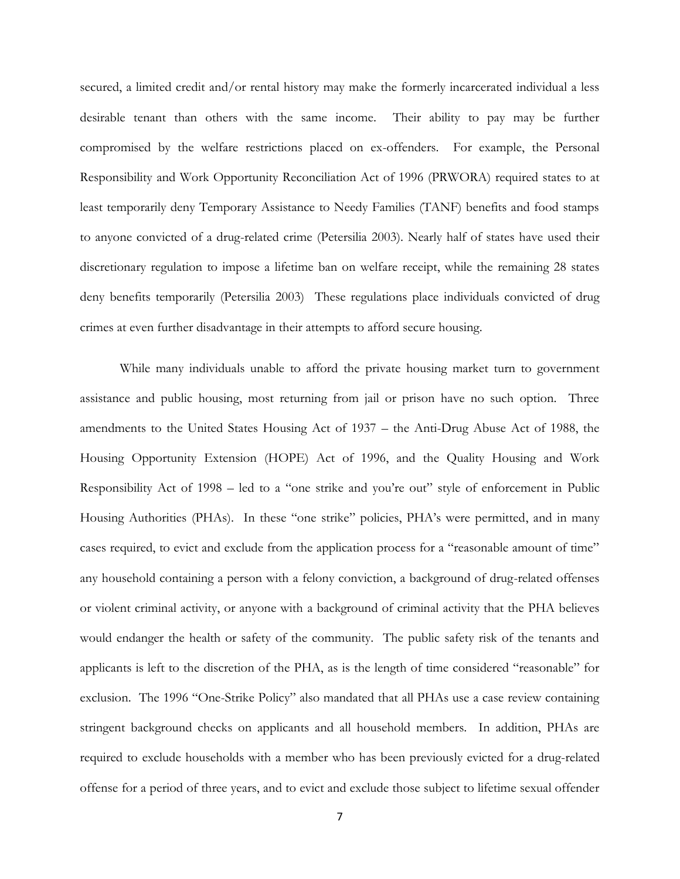secured, a limited credit and/or rental history may make the formerly incarcerated individual a less desirable tenant than others with the same income. Their ability to pay may be further compromised by the welfare restrictions placed on ex-offenders. For example, the Personal Responsibility and Work Opportunity Reconciliation Act of 1996 (PRWORA) required states to at least temporarily deny Temporary Assistance to Needy Families (TANF) benefits and food stamps to anyone convicted of a drug-related crime (Petersilia 2003). Nearly half of states have used their discretionary regulation to impose a lifetime ban on welfare receipt, while the remaining 28 states deny benefits temporarily (Petersilia 2003) These regulations place individuals convicted of drug crimes at even further disadvantage in their attempts to afford secure housing.

While many individuals unable to afford the private housing market turn to government assistance and public housing, most returning from jail or prison have no such option. Three amendments to the United States Housing Act of 1937 – the Anti-Drug Abuse Act of 1988, the Housing Opportunity Extension (HOPE) Act of 1996, and the Quality Housing and Work Responsibility Act of 1998 – led to a "one strike and you're out" style of enforcement in Public Housing Authorities (PHAs). In these "one strike" policies, PHA's were permitted, and in many cases required, to evict and exclude from the application process for a "reasonable amount of time" any household containing a person with a felony conviction, a background of drug-related offenses or violent criminal activity, or anyone with a background of criminal activity that the PHA believes would endanger the health or safety of the community. The public safety risk of the tenants and applicants is left to the discretion of the PHA, as is the length of time considered "reasonable" for exclusion. The 1996 "One-Strike Policy" also mandated that all PHAs use a case review containing stringent background checks on applicants and all household members. In addition, PHAs are required to exclude households with a member who has been previously evicted for a drug-related offense for a period of three years, and to evict and exclude those subject to lifetime sexual offender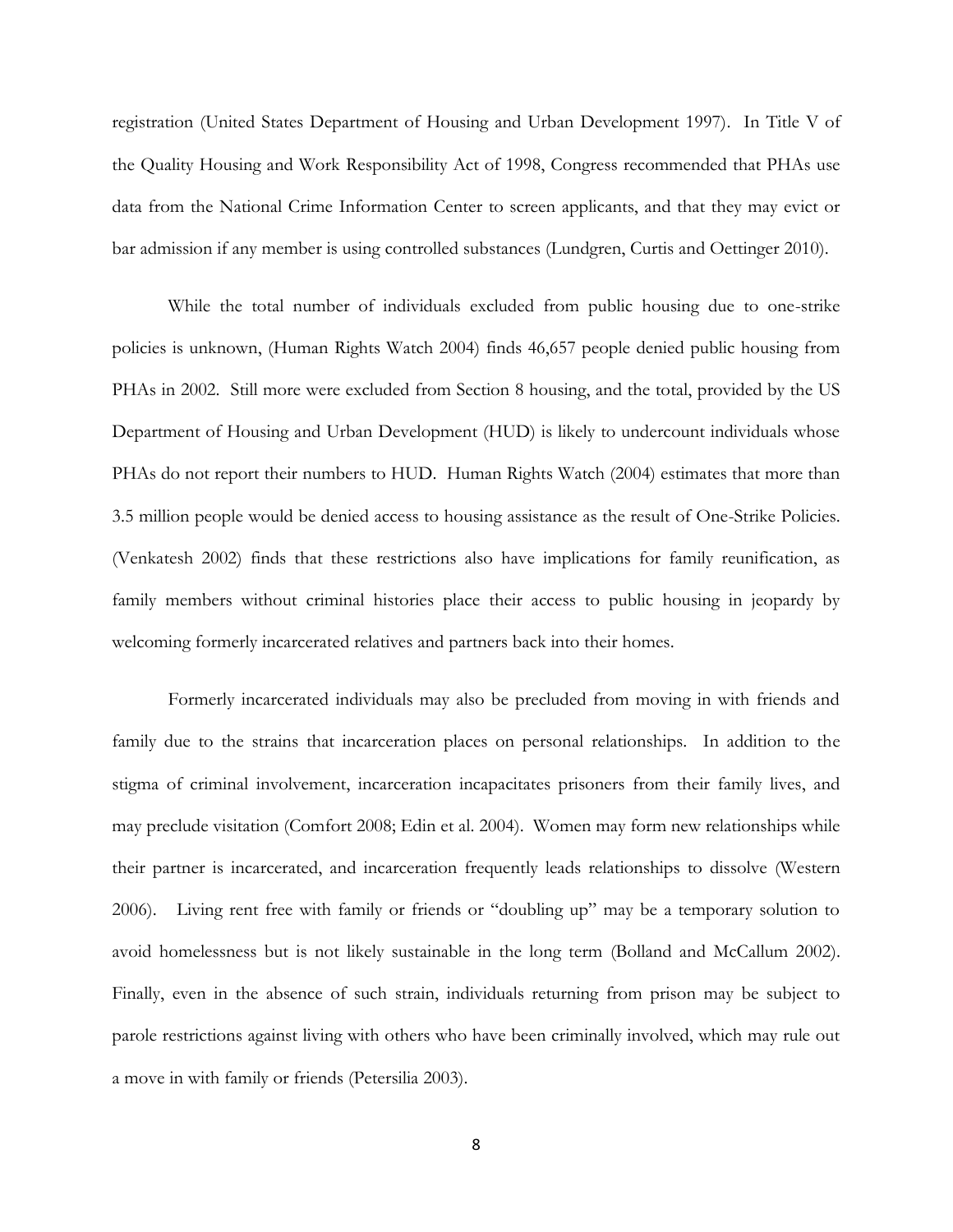registration (United States Department of Housing and Urban Development 1997). In Title V of the Quality Housing and Work Responsibility Act of 1998, Congress recommended that PHAs use data from the National Crime Information Center to screen applicants, and that they may evict or bar admission if any member is using controlled substances (Lundgren, Curtis and Oettinger 2010).

While the total number of individuals excluded from public housing due to one-strike policies is unknown, (Human Rights Watch 2004) finds 46,657 people denied public housing from PHAs in 2002. Still more were excluded from Section 8 housing, and the total, provided by the US Department of Housing and Urban Development (HUD) is likely to undercount individuals whose PHAs do not report their numbers to HUD. Human Rights Watch (2004) estimates that more than 3.5 million people would be denied access to housing assistance as the result of One-Strike Policies. (Venkatesh 2002) finds that these restrictions also have implications for family reunification, as family members without criminal histories place their access to public housing in jeopardy by welcoming formerly incarcerated relatives and partners back into their homes.

Formerly incarcerated individuals may also be precluded from moving in with friends and family due to the strains that incarceration places on personal relationships. In addition to the stigma of criminal involvement, incarceration incapacitates prisoners from their family lives, and may preclude visitation (Comfort 2008; Edin et al. 2004). Women may form new relationships while their partner is incarcerated, and incarceration frequently leads relationships to dissolve (Western 2006). Living rent free with family or friends or "doubling up" may be a temporary solution to avoid homelessness but is not likely sustainable in the long term (Bolland and McCallum 2002). Finally, even in the absence of such strain, individuals returning from prison may be subject to parole restrictions against living with others who have been criminally involved, which may rule out a move in with family or friends (Petersilia 2003).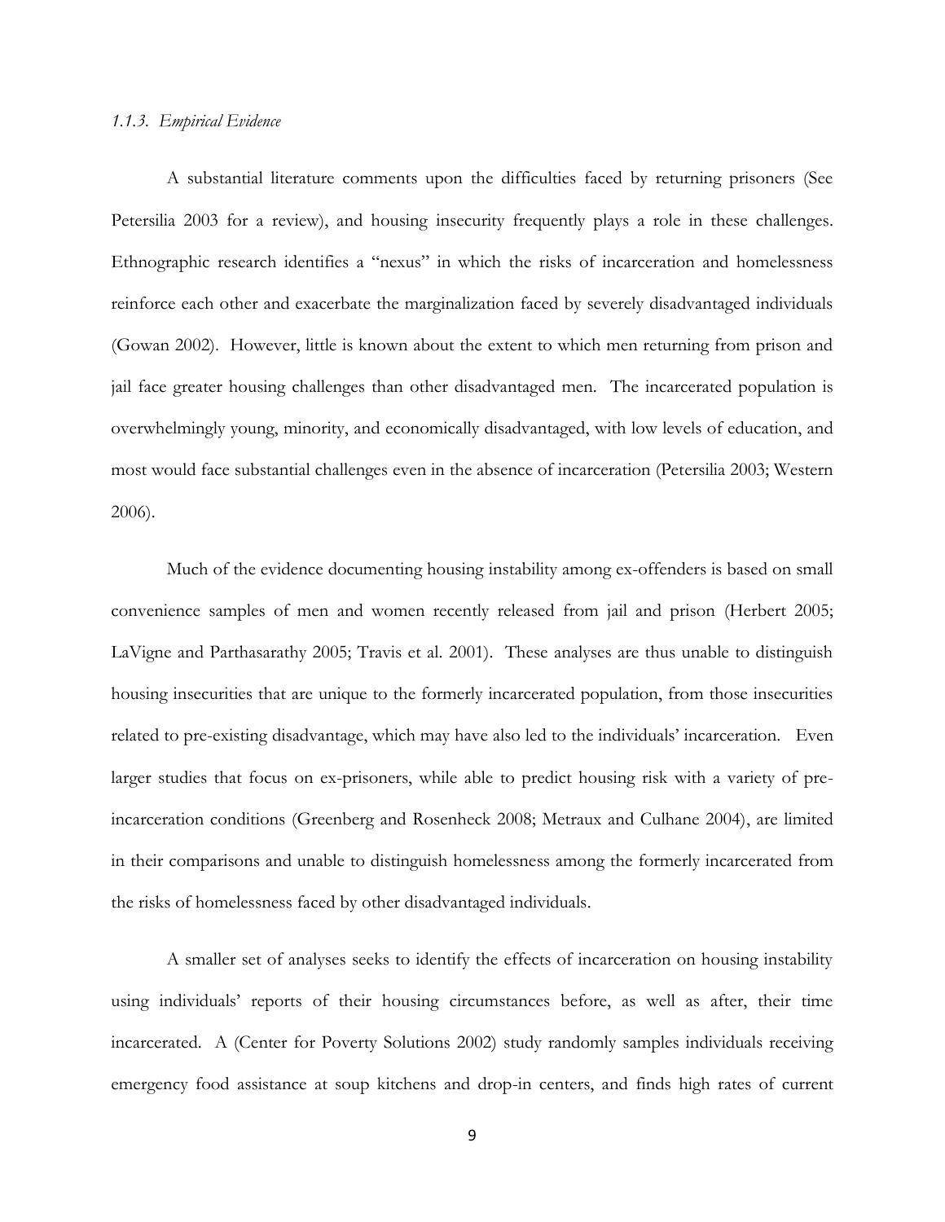### *1.1.3. Empirical Evidence*

A substantial literature comments upon the difficulties faced by returning prisoners (See Petersilia 2003 for a review), and housing insecurity frequently plays a role in these challenges. Ethnographic research identifies a "nexus" in which the risks of incarceration and homelessness reinforce each other and exacerbate the marginalization faced by severely disadvantaged individuals (Gowan 2002). However, little is known about the extent to which men returning from prison and jail face greater housing challenges than other disadvantaged men. The incarcerated population is overwhelmingly young, minority, and economically disadvantaged, with low levels of education, and most would face substantial challenges even in the absence of incarceration (Petersilia 2003; Western 2006).

Much of the evidence documenting housing instability among ex-offenders is based on small convenience samples of men and women recently released from jail and prison (Herbert 2005; LaVigne and Parthasarathy 2005; Travis et al. 2001). These analyses are thus unable to distinguish housing insecurities that are unique to the formerly incarcerated population, from those insecurities related to pre-existing disadvantage, which may have also led to the individuals' incarceration. Even larger studies that focus on ex-prisoners, while able to predict housing risk with a variety of pre-incarceration conditions (Greenberg and Rosenheck 2008; Metraux and Culhane 2004), are limited in their comparisons and unable to distinguish homelessness among the formerly incarcerated from the risks of homelessness faced by other disadvantaged individuals.

A smaller set of analyses seeks to identify the effects of incarceration on housing instability using individuals' reports of their housing circumstances before, as well as after, their time incarcerated. A (Center for Poverty Solutions 2002) study randomly samples individuals receiving emergency food assistance at soup kitchens and drop-in centers, and finds high rates of current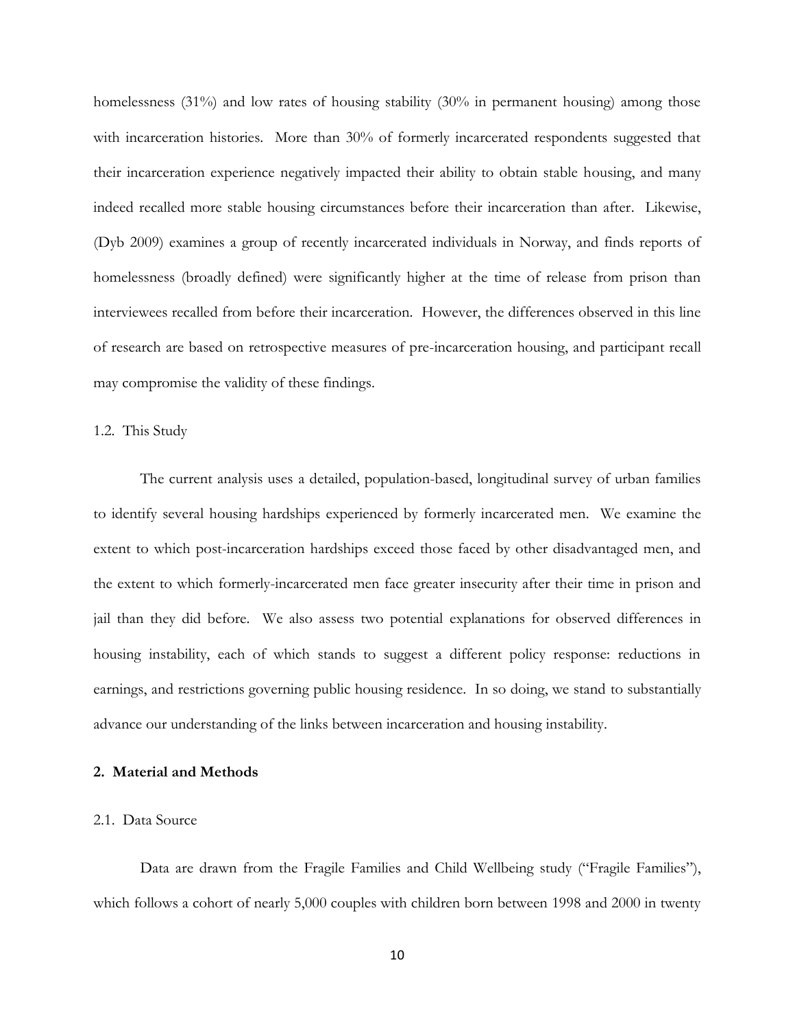homelessness (31%) and low rates of housing stability (30% in permanent housing) among those with incarceration histories. More than 30% of formerly incarcerated respondents suggested that their incarceration experience negatively impacted their ability to obtain stable housing, and many indeed recalled more stable housing circumstances before their incarceration than after. Likewise, (Dyb 2009) examines a group of recently incarcerated individuals in Norway, and finds reports of homelessness (broadly defined) were significantly higher at the time of release from prison than interviewees recalled from before their incarceration. However, the differences observed in this line of research are based on retrospective measures of pre-incarceration housing, and participant recall may compromise the validity of these findings.

### 1.2. This Study

The current analysis uses a detailed, population-based, longitudinal survey of urban families to identify several housing hardships experienced by formerly incarcerated men. We examine the extent to which post-incarceration hardships exceed those faced by other disadvantaged men, and the extent to which formerly-incarcerated men face greater insecurity after their time in prison and jail than they did before. We also assess two potential explanations for observed differences in housing instability, each of which stands to suggest a different policy response: reductions in earnings, and restrictions governing public housing residence. In so doing, we stand to substantially advance our understanding of the links between incarceration and housing instability.

## 2. Material and Methods

### 2.1. Data Source

Data are drawn from the Fragile Families and Child Wellbeing study ("Fragile Families"), which follows a cohort of nearly 5,000 couples with children born between 1998 and 2000 in twenty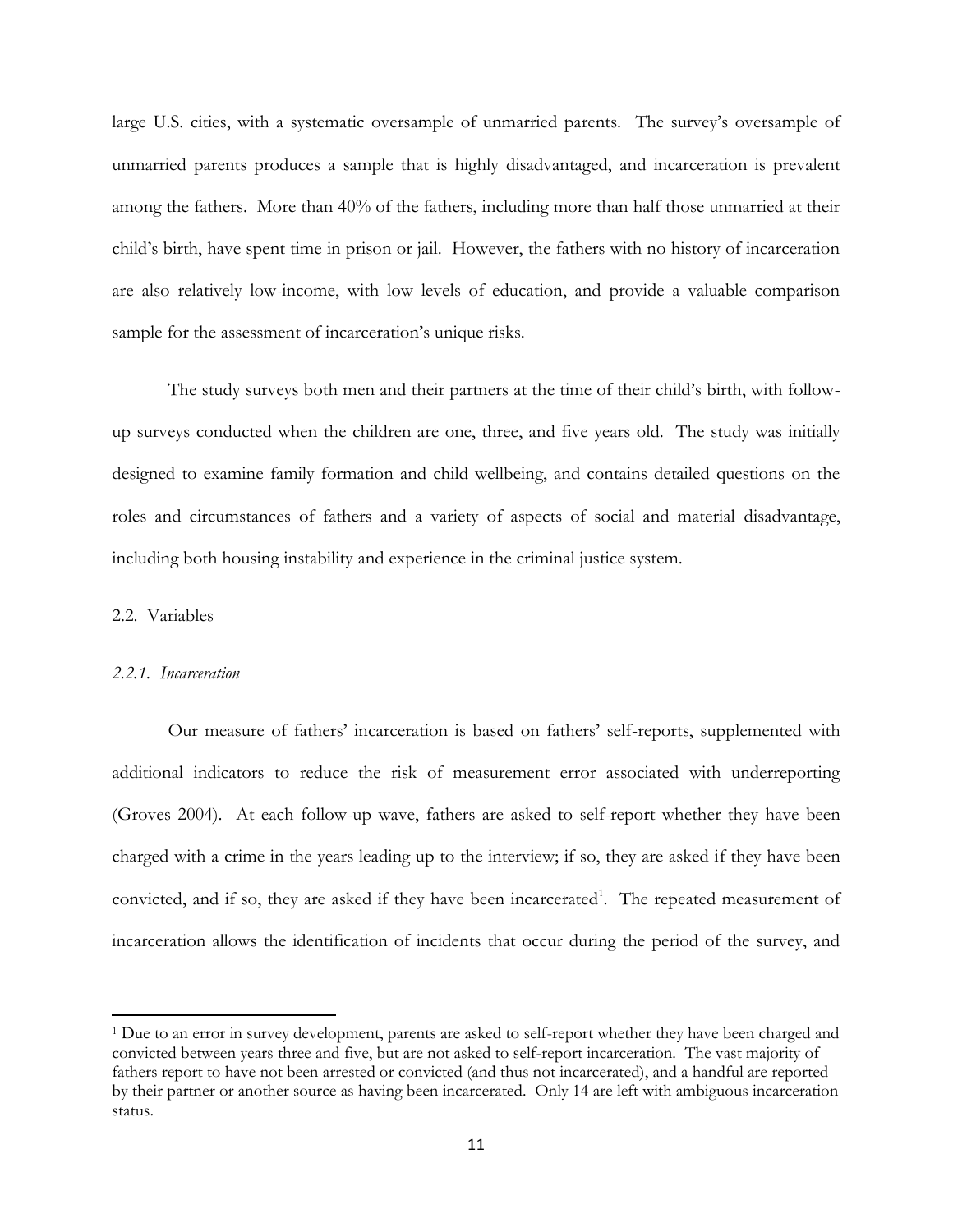large U.S. cities, with a systematic oversample of unmarried parents. The survey's oversample of unmarried parents produces a sample that is highly disadvantaged, and incarceration is prevalent among the fathers. More than 40% of the fathers, including more than half those unmarried at their child's birth, have spent time in prison or jail. However, the fathers with no history of incarceration are also relatively low-income, with low levels of education, and provide a valuable comparison sample for the assessment of incarceration's unique risks.

The study surveys both men and their partners at the time of their child's birth, with follow-up surveys conducted when the children are one, three, and five years old. The study was initially designed to examine family formation and child wellbeing, and contains detailed questions on the roles and circumstances of fathers and a variety of aspects of social and material disadvantage, including both housing instability and experience in the criminal justice system.

### 2.2. Variables

#### *2.2.1. Incarceration*

Our measure of fathers' incarceration is based on fathers' self-reports, supplemented with additional indicators to reduce the risk of measurement error associated with underreporting (Groves 2004). At each follow-up wave, fathers are asked to self-report whether they have been charged with a crime in the years leading up to the interview; if so, they are asked if they have been convicted, and if so, they are asked if they have been incarcerated[1]. The repeated measurement of incarceration allows the identification of incidents that occur during the period of the survey, and

[1] Due to an error in survey development, parents are asked to self-report whether they have been charged and convicted between years three and five, but are not asked to self-report incarceration. The vast majority of fathers report to have not been arrested or convicted (and thus not incarcerated), and a handful are reported by their partner or another source as having been incarcerated. Only 14 are left with ambiguous incarceration status.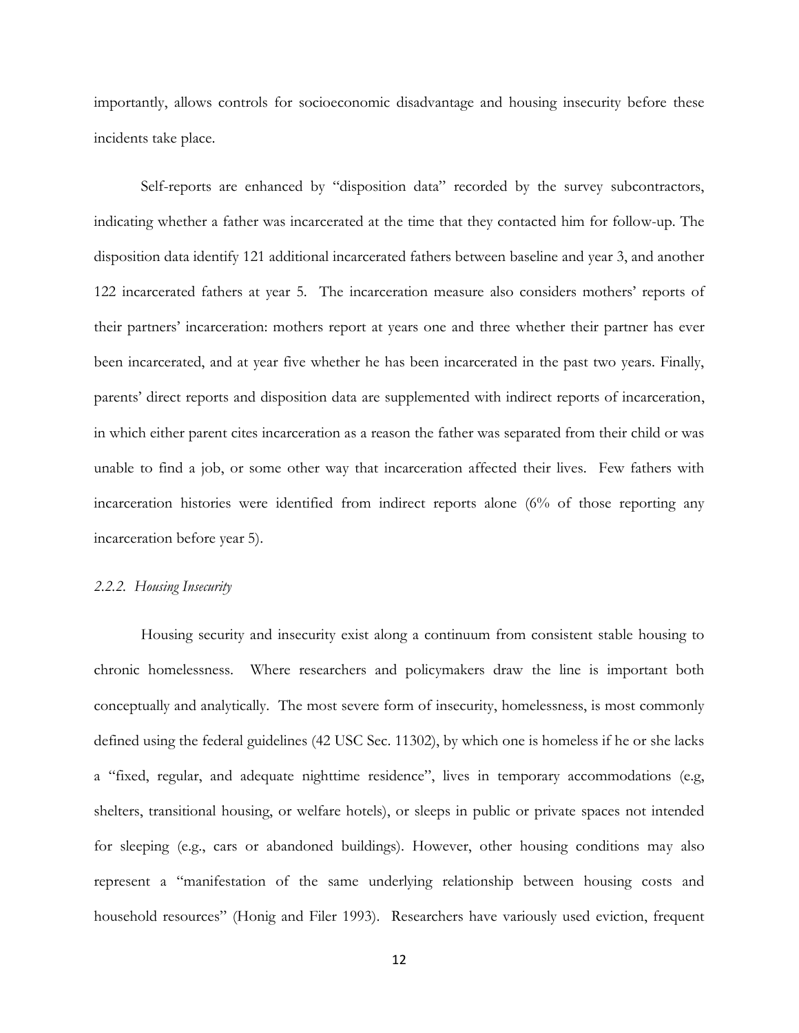importantly, allows controls for socioeconomic disadvantage and housing insecurity before these incidents take place.

Self-reports are enhanced by "disposition data" recorded by the survey subcontractors, indicating whether a father was incarcerated at the time that they contacted him for follow-up. The disposition data identify 121 additional incarcerated fathers between baseline and year 3, and another 122 incarcerated fathers at year 5. The incarceration measure also considers mothers' reports of their partners' incarceration: mothers report at years one and three whether their partner has ever been incarcerated, and at year five whether he has been incarcerated in the past two years. Finally, parents' direct reports and disposition data are supplemented with indirect reports of incarceration, in which either parent cites incarceration as a reason the father was separated from their child or was unable to find a job, or some other way that incarceration affected their lives. Few fathers with incarceration histories were identified from indirect reports alone (6% of those reporting any incarceration before year 5).

### *2.2.2. Housing Insecurity*

Housing security and insecurity exist along a continuum from consistent stable housing to chronic homelessness. Where researchers and policymakers draw the line is important both conceptually and analytically. The most severe form of insecurity, homelessness, is most commonly defined using the federal guidelines (42 USC Sec. 11302), by which one is homeless if he or she lacks a "fixed, regular, and adequate nighttime residence", lives in temporary accommodations (e.g, shelters, transitional housing, or welfare hotels), or sleeps in public or private spaces not intended for sleeping (e.g., cars or abandoned buildings). However, other housing conditions may also represent a "manifestation of the same underlying relationship between housing costs and household resources" (Honig and Filer 1993). Researchers have variously used eviction, frequent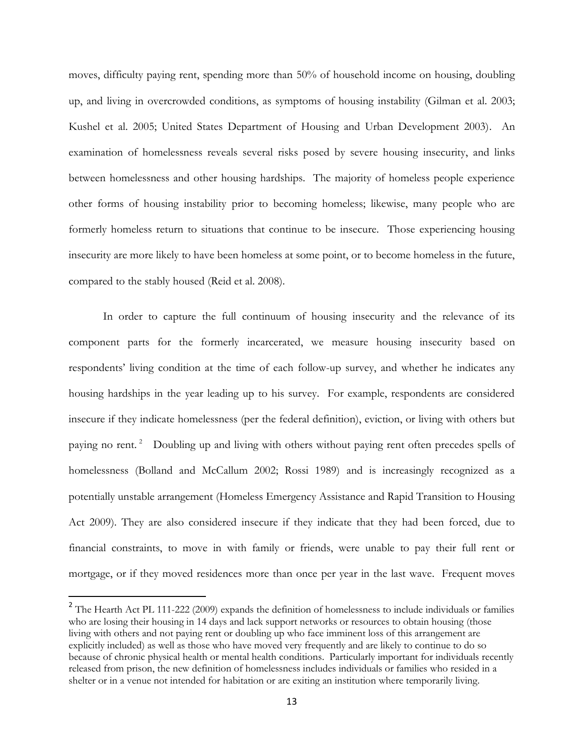moves, difficulty paying rent, spending more than 50% of household income on housing, doubling up, and living in overcrowded conditions, as symptoms of housing instability (Gilman et al. 2003; Kushel et al. 2005; United States Department of Housing and Urban Development 2003). An examination of homelessness reveals several risks posed by severe housing insecurity, and links between homelessness and other housing hardships. The majority of homeless people experience other forms of housing instability prior to becoming homeless; likewise, many people who are formerly homeless return to situations that continue to be insecure. Those experiencing housing insecurity are more likely to have been homeless at some point, or to become homeless in the future, compared to the stably housed (Reid et al. 2008).

In order to capture the full continuum of housing insecurity and the relevance of its component parts for the formerly incarcerated, we measure housing insecurity based on respondents' living condition at the time of each follow-up survey, and whether he indicates any housing hardships in the year leading up to his survey. For example, respondents are considered insecure if they indicate homelessness (per the federal definition), eviction, or living with others but paying no rent.[2] Doubling up and living with others without paying rent often precedes spells of homelessness (Bolland and McCallum 2002; Rossi 1989) and is increasingly recognized as a potentially unstable arrangement (Homeless Emergency Assistance and Rapid Transition to Housing Act 2009). They are also considered insecure if they indicate that they had been forced, due to financial constraints, to move in with family or friends, were unable to pay their full rent or mortgage, or if they moved residences more than once per year in the last wave. Frequent moves

[2] The Hearth Act PL 111-222 (2009) expands the definition of homelessness to include individuals or families who are losing their housing in 14 days and lack support networks or resources to obtain housing (those living with others and not paying rent or doubling up who face imminent loss of this arrangement are explicitly included) as well as those who have moved very frequently and are likely to continue to do so because of chronic physical health or mental health conditions. Particularly important for individuals recently released from prison, the new definition of homelessness includes individuals or families who resided in a shelter or in a venue not intended for habitation or are exiting an institution where temporarily living.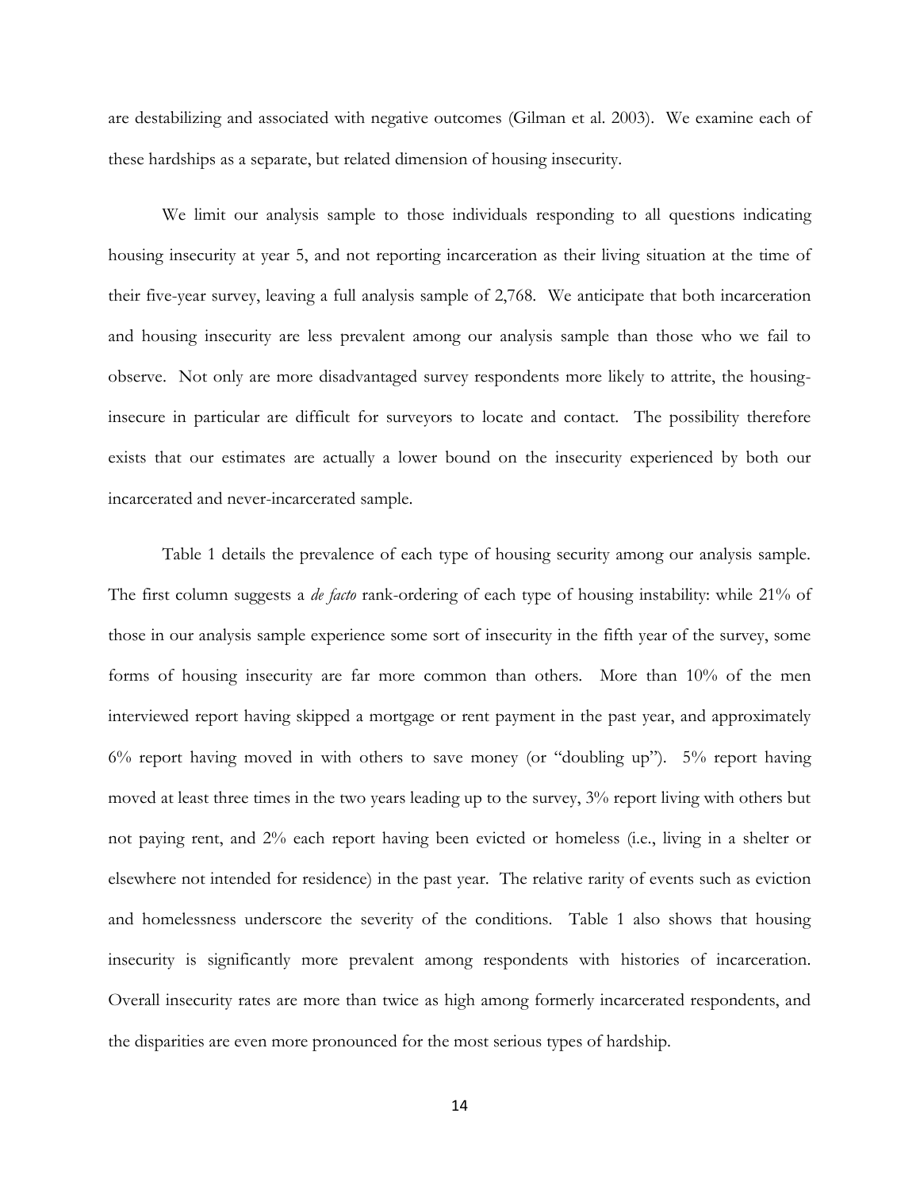are destabilizing and associated with negative outcomes (Gilman et al. 2003). We examine each of these hardships as a separate, but related dimension of housing insecurity.

We limit our analysis sample to those individuals responding to all questions indicating housing insecurity at year 5, and not reporting incarceration as their living situation at the time of their five-year survey, leaving a full analysis sample of 2,768. We anticipate that both incarceration and housing insecurity are less prevalent among our analysis sample than those who we fail to observe. Not only are more disadvantaged survey respondents more likely to attrite, the housing-insecure in particular are difficult for surveyors to locate and contact. The possibility therefore exists that our estimates are actually a lower bound on the insecurity experienced by both our incarcerated and never-incarcerated sample.

Table 1 details the prevalence of each type of housing security among our analysis sample. The first column suggests a *de facto* rank-ordering of each type of housing instability: while 21% of those in our analysis sample experience some sort of insecurity in the fifth year of the survey, some forms of housing insecurity are far more common than others. More than 10% of the men interviewed report having skipped a mortgage or rent payment in the past year, and approximately 6% report having moved in with others to save money (or "doubling up"). 5% report having moved at least three times in the two years leading up to the survey, 3% report living with others but not paying rent, and 2% each report having been evicted or homeless (i.e., living in a shelter or elsewhere not intended for residence) in the past year. The relative rarity of events such as eviction and homelessness underscore the severity of the conditions. Table 1 also shows that housing insecurity is significantly more prevalent among respondents with histories of incarceration. Overall insecurity rates are more than twice as high among formerly incarcerated respondents, and the disparities are even more pronounced for the most serious types of hardship.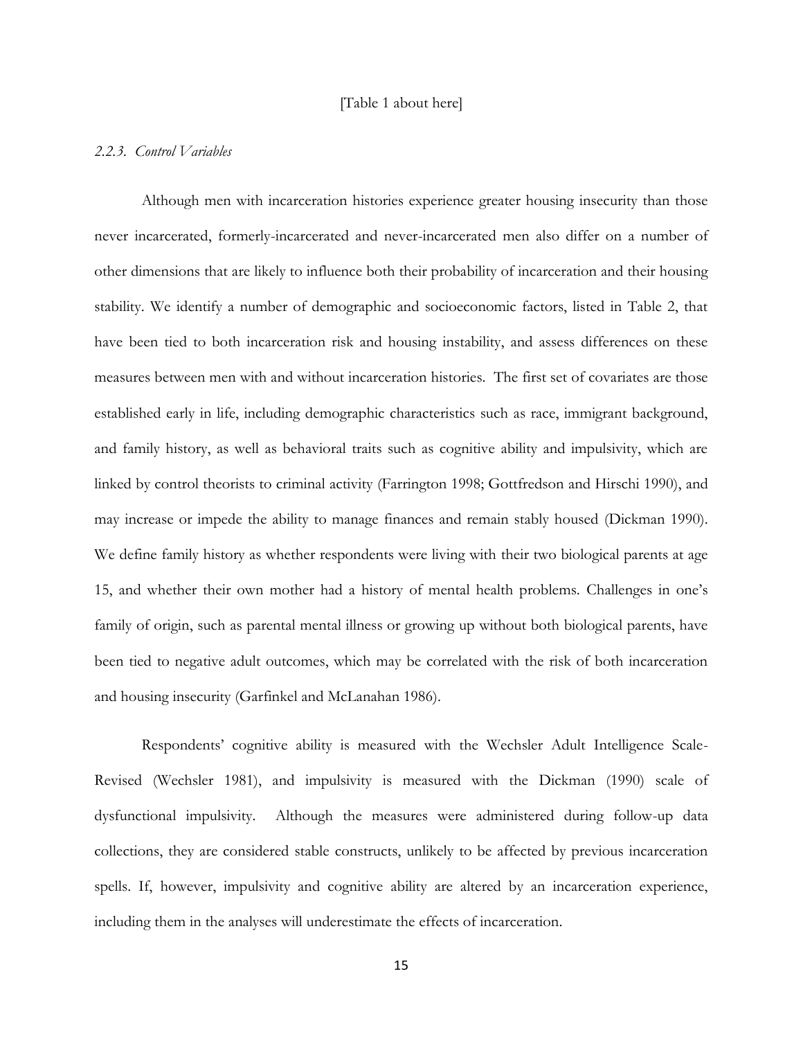[Table 1 about here]

### *2.2.3. Control Variables*

Although men with incarceration histories experience greater housing insecurity than those never incarcerated, formerly-incarcerated and never-incarcerated men also differ on a number of other dimensions that are likely to influence both their probability of incarceration and their housing stability. We identify a number of demographic and socioeconomic factors, listed in Table 2, that have been tied to both incarceration risk and housing instability, and assess differences on these measures between men with and without incarceration histories. The first set of covariates are those established early in life, including demographic characteristics such as race, immigrant background, and family history, as well as behavioral traits such as cognitive ability and impulsivity, which are linked by control theorists to criminal activity (Farrington 1998; Gottfredson and Hirschi 1990), and may increase or impede the ability to manage finances and remain stably housed (Dickman 1990). We define family history as whether respondents were living with their two biological parents at age 15, and whether their own mother had a history of mental health problems. Challenges in one's family of origin, such as parental mental illness or growing up without both biological parents, have been tied to negative adult outcomes, which may be correlated with the risk of both incarceration and housing insecurity (Garfinkel and McLanahan 1986).

Respondents' cognitive ability is measured with the Wechsler Adult Intelligence Scale-Revised (Wechsler 1981), and impulsivity is measured with the Dickman (1990) scale of dysfunctional impulsivity. Although the measures were administered during follow-up data collections, they are considered stable constructs, unlikely to be affected by previous incarceration spells. If, however, impulsivity and cognitive ability are altered by an incarceration experience, including them in the analyses will underestimate the effects of incarceration.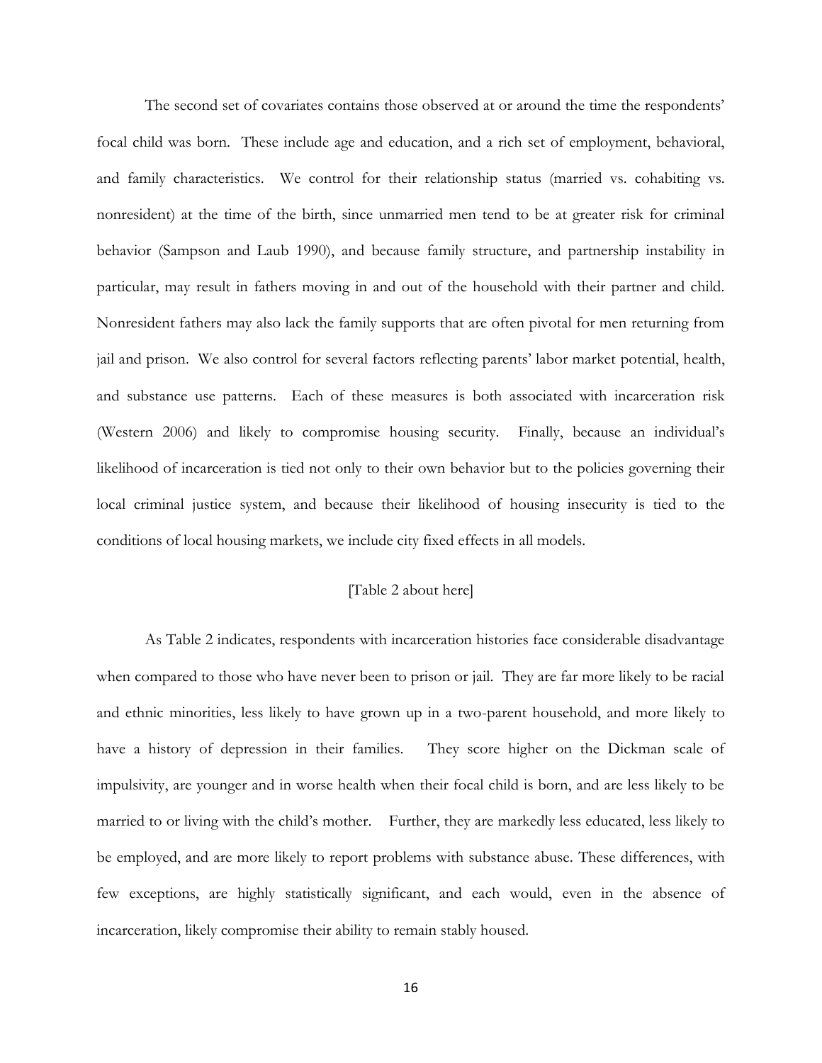The second set of covariates contains those observed at or around the time the respondents' focal child was born. These include age and education, and a rich set of employment, behavioral, and family characteristics. We control for their relationship status (married vs. cohabiting vs. nonresident) at the time of the birth, since unmarried men tend to be at greater risk for criminal behavior (Sampson and Laub 1990), and because family structure, and partnership instability in particular, may result in fathers moving in and out of the household with their partner and child. Nonresident fathers may also lack the family supports that are often pivotal for men returning from jail and prison. We also control for several factors reflecting parents' labor market potential, health, and substance use patterns. Each of these measures is both associated with incarceration risk (Western 2006) and likely to compromise housing security. Finally, because an individual's likelihood of incarceration is tied not only to their own behavior but to the policies governing their local criminal justice system, and because their likelihood of housing insecurity is tied to the conditions of local housing markets, we include city fixed effects in all models.

[Table 2 about here]

As Table 2 indicates, respondents with incarceration histories face considerable disadvantage when compared to those who have never been to prison or jail. They are far more likely to be racial and ethnic minorities, less likely to have grown up in a two-parent household, and more likely to have a history of depression in their families. They score higher on the Dickman scale of impulsivity, are younger and in worse health when their focal child is born, and are less likely to be married to or living with the child's mother. Further, they are markedly less educated, less likely to be employed, and are more likely to report problems with substance abuse. These differences, with few exceptions, are highly statistically significant, and each would, even in the absence of incarceration, likely compromise their ability to remain stably housed.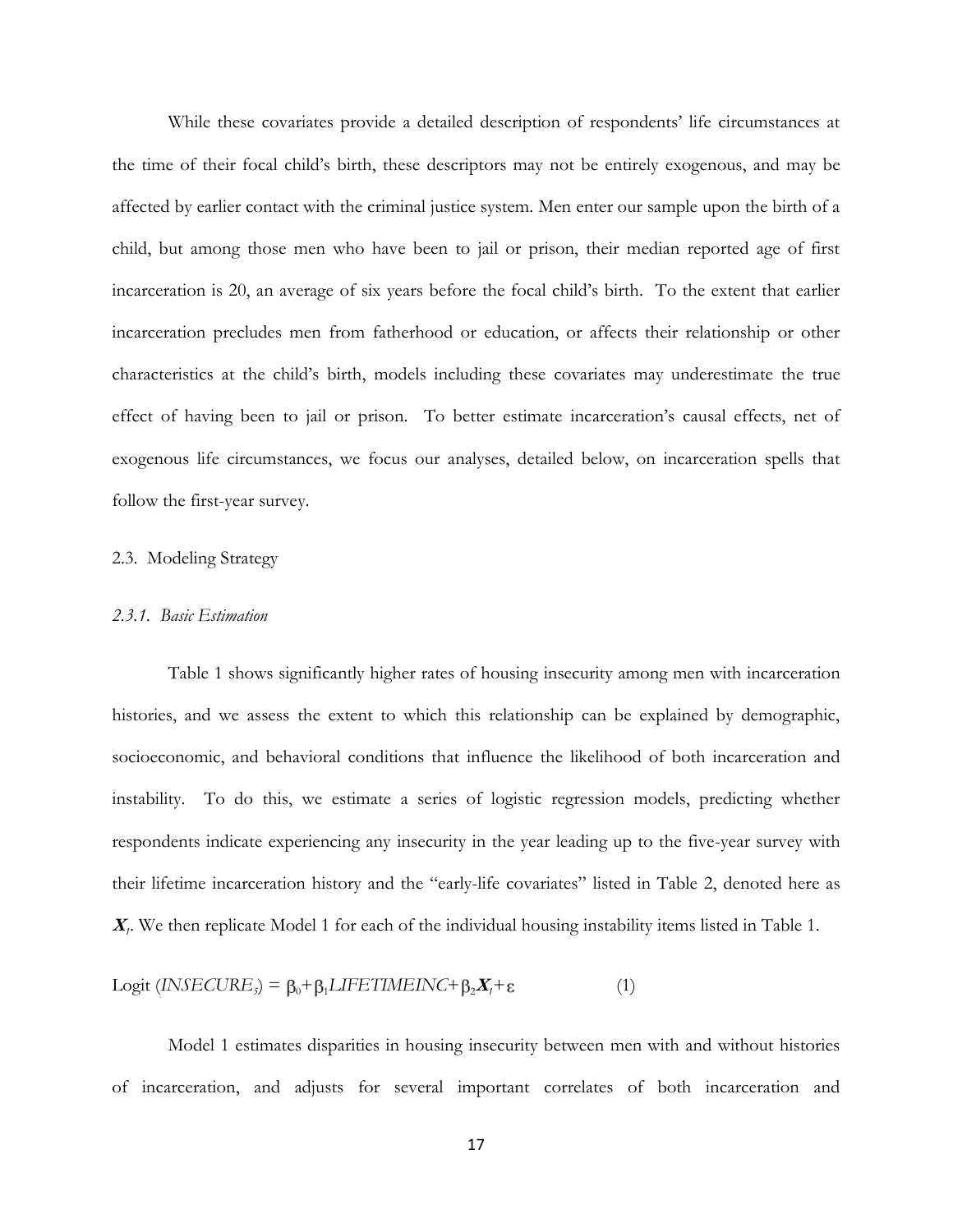While these covariates provide a detailed description of respondents' life circumstances at the time of their focal child's birth, these descriptors may not be entirely exogenous, and may be affected by earlier contact with the criminal justice system. Men enter our sample upon the birth of a child, but among those men who have been to jail or prison, their median reported age of first incarceration is 20, an average of six years before the focal child's birth. To the extent that earlier incarceration precludes men from fatherhood or education, or affects their relationship or other characteristics at the child's birth, models including these covariates may underestimate the true effect of having been to jail or prison. To better estimate incarceration's causal effects, net of exogenous life circumstances, we focus our analyses, detailed below, on incarceration spells that follow the first-year survey.

## 2.3. Modeling Strategy

### *2.3.1. Basic Estimation*

Table 1 shows significantly higher rates of housing insecurity among men with incarceration histories, and we assess the extent to which this relationship can be explained by demographic, socioeconomic, and behavioral conditions that influence the likelihood of both incarceration and instability. To do this, we estimate a series of logistic regression models, predicting whether respondents indicate experiencing any insecurity in the year leading up to the five-year survey with their lifetime incarceration history and the "early-life covariates" listed in Table 2, denoted here as $\boldsymbol{X}_1$. We then replicate Model 1 for each of the individual housing instability items listed in Table 1.

$$\text{Logit}(INSECURE_5) = \beta_0 + \beta_1 LIFETIMEINC + \beta_2 \boldsymbol{X}_1 + \varepsilon \qquad (1)$$

Model 1 estimates disparities in housing insecurity between men with and without histories of incarceration, and adjusts for several important correlates of both incarceration and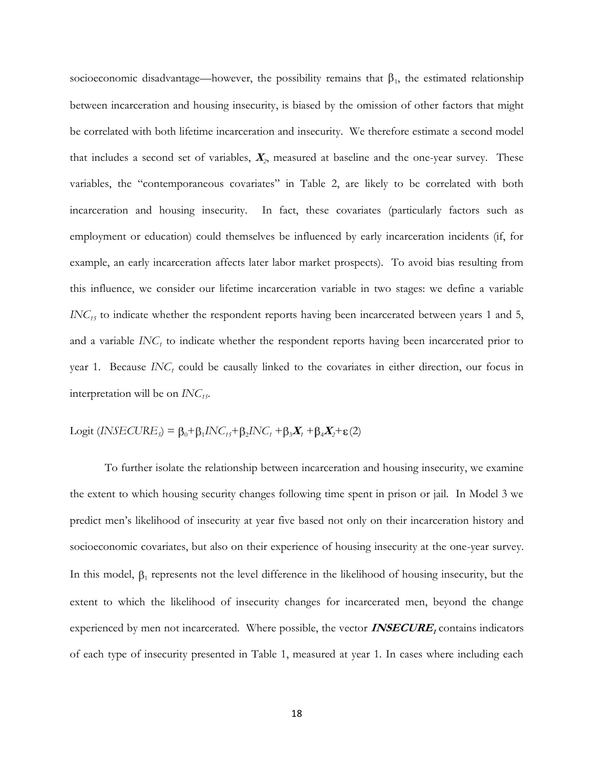socioeconomic disadvantage—however, the possibility remains that $\beta_1$, the estimated relationship between incarceration and housing insecurity, is biased by the omission of other factors that might be correlated with both lifetime incarceration and insecurity. We therefore estimate a second model that includes a second set of variables, $\boldsymbol{X}_2$, measured at baseline and the one-year survey. These variables, the "contemporaneous covariates" in Table 2, are likely to be correlated with both incarceration and housing insecurity. In fact, these covariates (particularly factors such as employment or education) could themselves be influenced by early incarceration incidents (if, for example, an early incarceration affects later labor market prospects). To avoid bias resulting from this influence, we consider our lifetime incarceration variable in two stages: we define a variable $INC_{15}$ to indicate whether the respondent reports having been incarcerated between years 1 and 5, and a variable $INC_1$ to indicate whether the respondent reports having been incarcerated prior to year 1. Because $INC_1$ could be causally linked to the covariates in either direction, our focus in interpretation will be on $INC_{15}$.

$$\text{Logit}\,(INSECURE_5) = \beta_0 + \beta_1 INC_{15} + \beta_2 INC_1 + \beta_3 \boldsymbol{X}_1 + \beta_4 \boldsymbol{X}_2 + \varepsilon \quad (2)$$

To further isolate the relationship between incarceration and housing insecurity, we examine the extent to which housing security changes following time spent in prison or jail. In Model 3 we predict men's likelihood of insecurity at year five based not only on their incarceration history and socioeconomic covariates, but also on their experience of housing insecurity at the one-year survey. In this model, $\beta_1$ represents not the level difference in the likelihood of housing insecurity, but the extent to which the likelihood of insecurity changes for incarcerated men, beyond the change experienced by men not incarcerated. Where possible, the vector $\boldsymbol{INSECURE_1}$ contains indicators of each type of insecurity presented in Table 1, measured at year 1. In cases where including each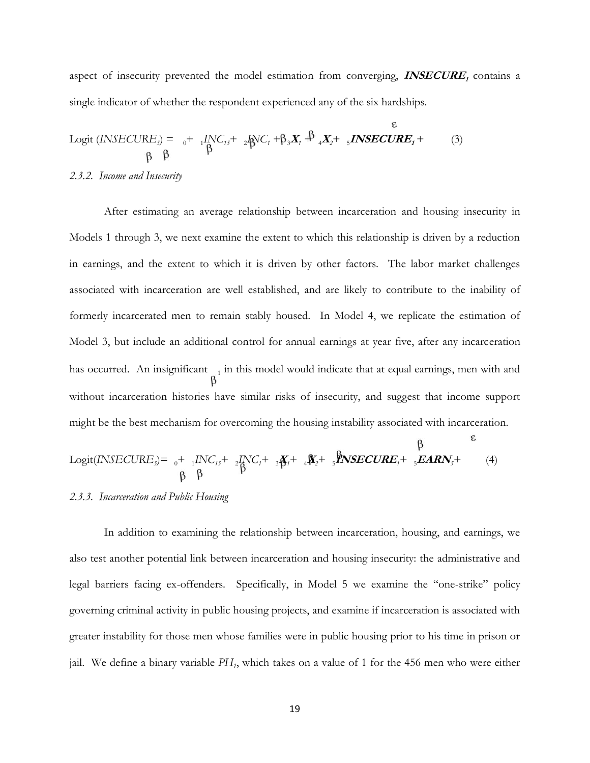aspect of insecurity prevented the model estimation from converging, $\boldsymbol{INSECURE_1}$ contains a single indicator of whether the respondent experienced any of the six hardships.

$$\text{Logit}(INSECURE_5) = \beta_0 + \beta_1 INC_{15} + \beta_2 INC_1 + \beta_3 \boldsymbol{X_1} + \beta_4 \boldsymbol{X_2} + \beta_5 \boldsymbol{INSECURE_1} + \varepsilon \quad (3)$$

*2.3.2. Income and Insecurity*

After estimating an average relationship between incarceration and housing insecurity in Models 1 through 3, we next examine the extent to which this relationship is driven by a reduction in earnings, and the extent to which it is driven by other factors. The labor market challenges associated with incarceration are well established, and are likely to contribute to the inability of formerly incarcerated men to remain stably housed. In Model 4, we replicate the estimation of Model 3, but include an additional control for annual earnings at year five, after any incarceration has occurred. An insignificant $\beta_1$ in this model would indicate that at equal earnings, men with and without incarceration histories have similar risks of insecurity, and suggest that income support might be the best mechanism for overcoming the housing instability associated with incarceration.

$$\text{Logit}(INSECURE_5) = \beta_0 + \beta_1 INC_{15} + \beta_2 INC_1 + \beta_3 \boldsymbol{X_1} + \beta_4 \boldsymbol{X_2} + \beta_5 \boldsymbol{INSECURE_1} + \beta_5 \boldsymbol{EARN_5} + \varepsilon \quad (4)$$

*2.3.3. Incarceration and Public Housing*

In addition to examining the relationship between incarceration, housing, and earnings, we also test another potential link between incarceration and housing insecurity: the administrative and legal barriers facing ex-offenders. Specifically, in Model 5 we examine the "one-strike" policy governing criminal activity in public housing projects, and examine if incarceration is associated with greater instability for those men whose families were in public housing prior to his time in prison or jail. We define a binary variable $PH_1$, which takes on a value of 1 for the 456 men who were either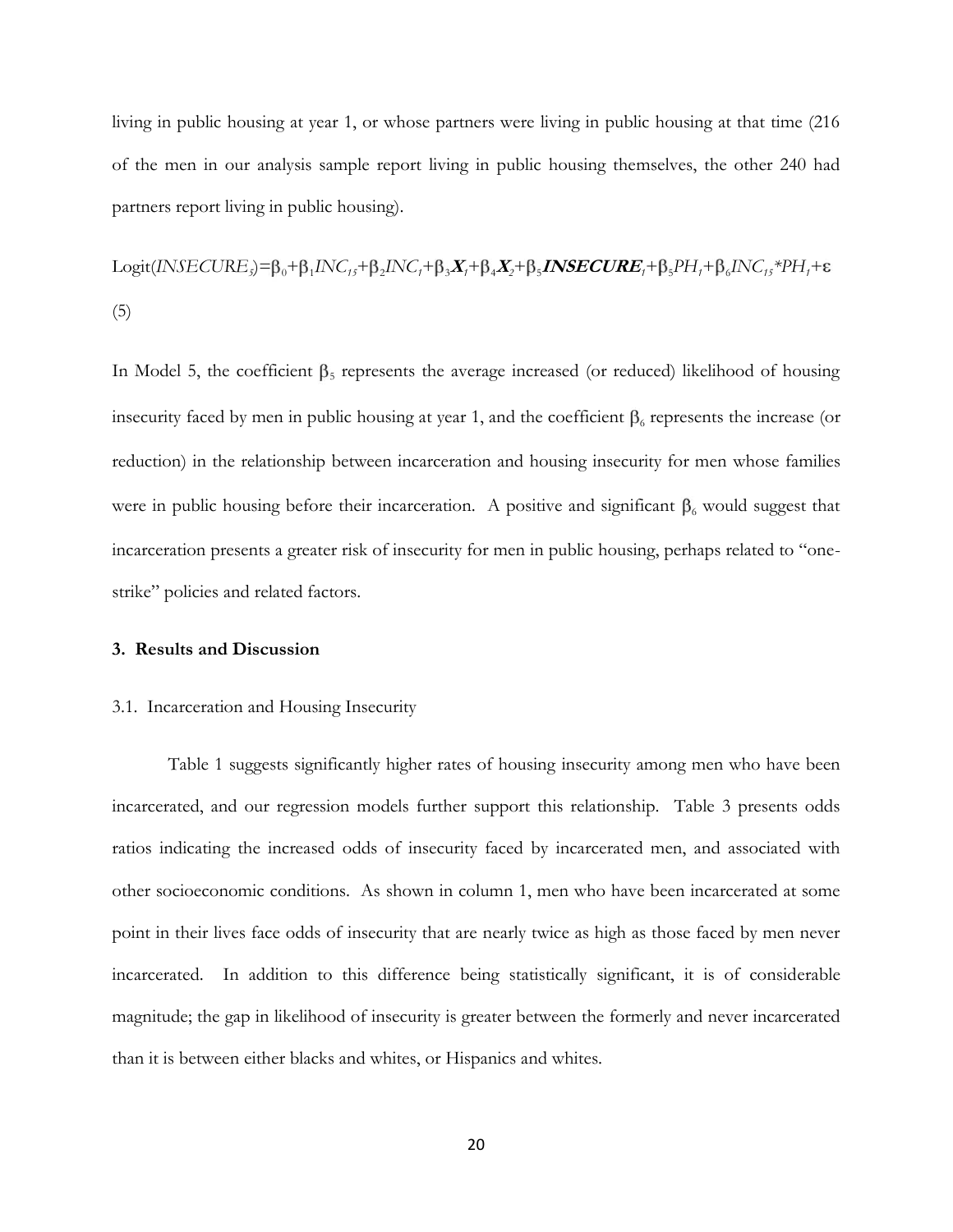living in public housing at year 1, or whose partners were living in public housing at that time (216 of the men in our analysis sample report living in public housing themselves, the other 240 had partners report living in public housing).

$$\text{Logit}(INSECURE_5)=\beta_0+\beta_1 INC_{15}+\beta_2 INC_1+\beta_3 \boldsymbol{X_1}+\beta_4 \boldsymbol{X_2}+\beta_5 \boldsymbol{INSECURE_1}+\beta_5 PH_1+\beta_6 INC_{15}*PH_1+\varepsilon \quad (5)$$

In Model 5, the coefficient $\beta_5$ represents the average increased (or reduced) likelihood of housing insecurity faced by men in public housing at year 1, and the coefficient $\beta_6$ represents the increase (or reduction) in the relationship between incarceration and housing insecurity for men whose families were in public housing before their incarceration. A positive and significant $\beta_6$ would suggest that incarceration presents a greater risk of insecurity for men in public housing, perhaps related to "one-strike" policies and related factors.

## 3. Results and Discussion

### 3.1. Incarceration and Housing Insecurity

Table 1 suggests significantly higher rates of housing insecurity among men who have been incarcerated, and our regression models further support this relationship. Table 3 presents odds ratios indicating the increased odds of insecurity faced by incarcerated men, and associated with other socioeconomic conditions. As shown in column 1, men who have been incarcerated at some point in their lives face odds of insecurity that are nearly twice as high as those faced by men never incarcerated. In addition to this difference being statistically significant, it is of considerable magnitude; the gap in likelihood of insecurity is greater between the formerly and never incarcerated than it is between either blacks and whites, or Hispanics and whites.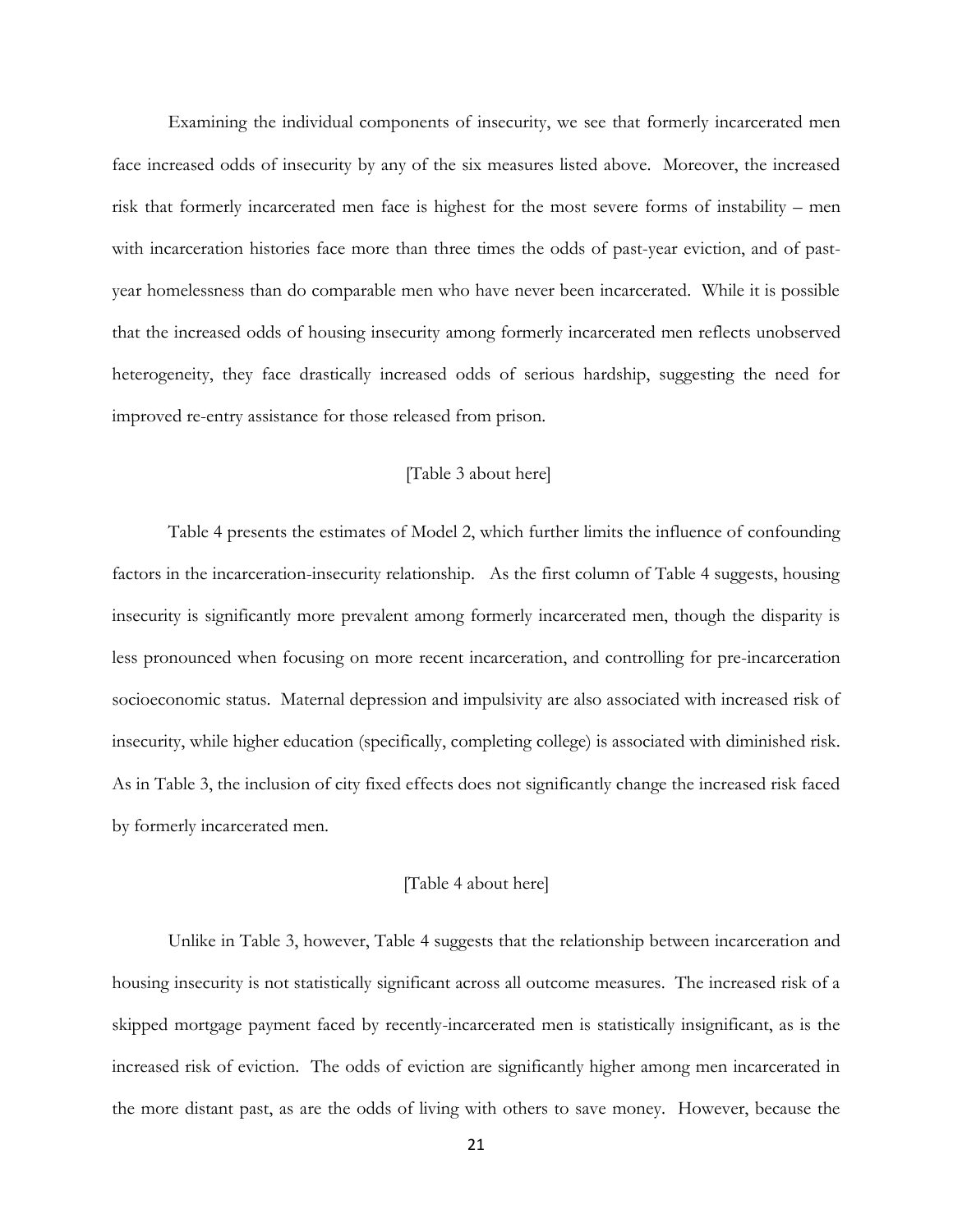Examining the individual components of insecurity, we see that formerly incarcerated men face increased odds of insecurity by any of the six measures listed above. Moreover, the increased risk that formerly incarcerated men face is highest for the most severe forms of instability – men with incarceration histories face more than three times the odds of past-year eviction, and of past-year homelessness than do comparable men who have never been incarcerated. While it is possible that the increased odds of housing insecurity among formerly incarcerated men reflects unobserved heterogeneity, they face drastically increased odds of serious hardship, suggesting the need for improved re-entry assistance for those released from prison.

[Table 3 about here]

Table 4 presents the estimates of Model 2, which further limits the influence of confounding factors in the incarceration-insecurity relationship. As the first column of Table 4 suggests, housing insecurity is significantly more prevalent among formerly incarcerated men, though the disparity is less pronounced when focusing on more recent incarceration, and controlling for pre-incarceration socioeconomic status. Maternal depression and impulsivity are also associated with increased risk of insecurity, while higher education (specifically, completing college) is associated with diminished risk. As in Table 3, the inclusion of city fixed effects does not significantly change the increased risk faced by formerly incarcerated men.

[Table 4 about here]

Unlike in Table 3, however, Table 4 suggests that the relationship between incarceration and housing insecurity is not statistically significant across all outcome measures. The increased risk of a skipped mortgage payment faced by recently-incarcerated men is statistically insignificant, as is the increased risk of eviction. The odds of eviction are significantly higher among men incarcerated in the more distant past, as are the odds of living with others to save money. However, because the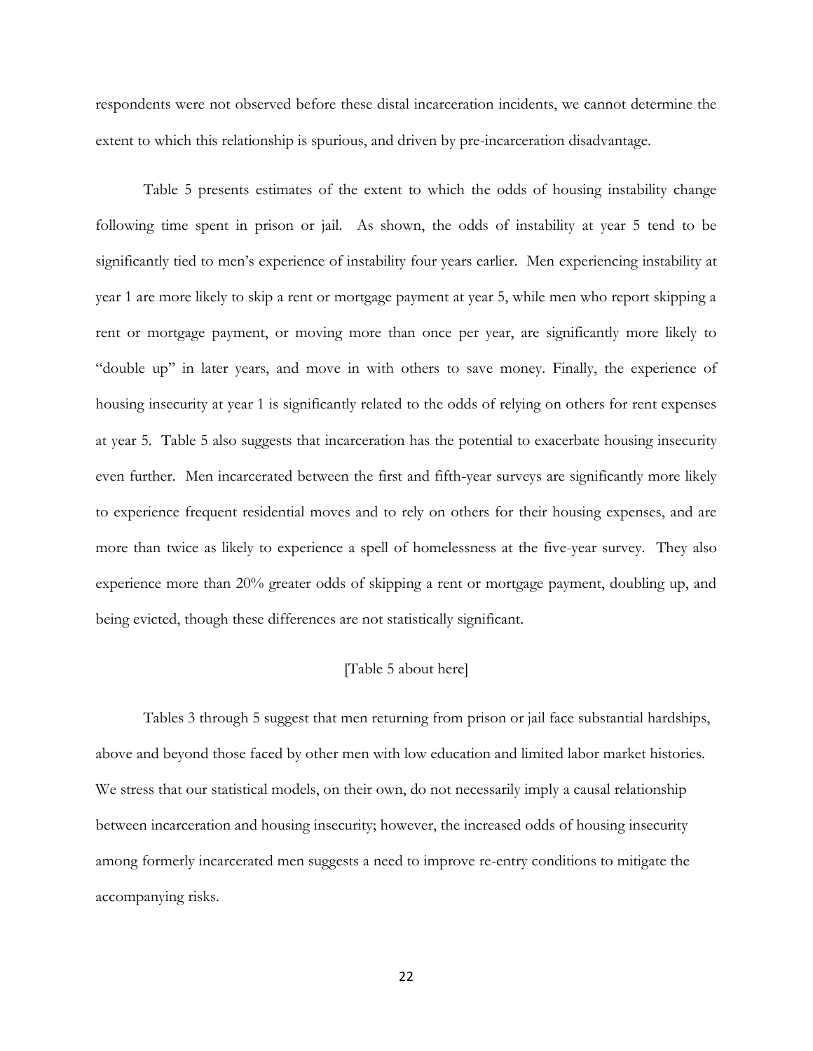respondents were not observed before these distal incarceration incidents, we cannot determine the extent to which this relationship is spurious, and driven by pre-incarceration disadvantage.

Table 5 presents estimates of the extent to which the odds of housing instability change following time spent in prison or jail. As shown, the odds of instability at year 5 tend to be significantly tied to men's experience of instability four years earlier. Men experiencing instability at year 1 are more likely to skip a rent or mortgage payment at year 5, while men who report skipping a rent or mortgage payment, or moving more than once per year, are significantly more likely to "double up" in later years, and move in with others to save money. Finally, the experience of housing insecurity at year 1 is significantly related to the odds of relying on others for rent expenses at year 5. Table 5 also suggests that incarceration has the potential to exacerbate housing insecurity even further. Men incarcerated between the first and fifth-year surveys are significantly more likely to experience frequent residential moves and to rely on others for their housing expenses, and are more than twice as likely to experience a spell of homelessness at the five-year survey. They also experience more than 20% greater odds of skipping a rent or mortgage payment, doubling up, and being evicted, though these differences are not statistically significant.

[Table 5 about here]

Tables 3 through 5 suggest that men returning from prison or jail face substantial hardships, above and beyond those faced by other men with low education and limited labor market histories. We stress that our statistical models, on their own, do not necessarily imply a causal relationship between incarceration and housing insecurity; however, the increased odds of housing insecurity among formerly incarcerated men suggests a need to improve re-entry conditions to mitigate the accompanying risks.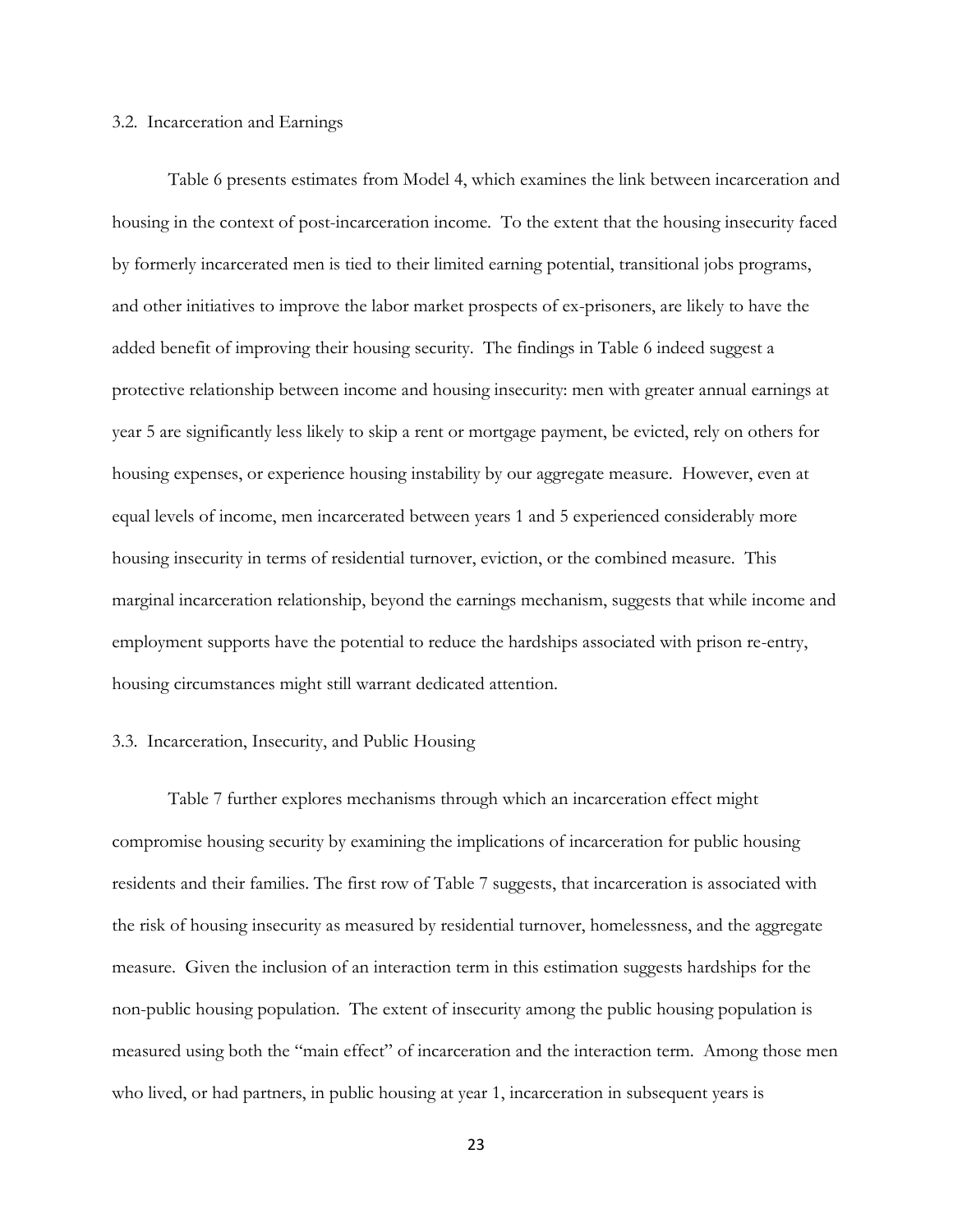### 3.2. Incarceration and Earnings

Table 6 presents estimates from Model 4, which examines the link between incarceration and housing in the context of post-incarceration income. To the extent that the housing insecurity faced by formerly incarcerated men is tied to their limited earning potential, transitional jobs programs, and other initiatives to improve the labor market prospects of ex-prisoners, are likely to have the added benefit of improving their housing security. The findings in Table 6 indeed suggest a protective relationship between income and housing insecurity: men with greater annual earnings at year 5 are significantly less likely to skip a rent or mortgage payment, be evicted, rely on others for housing expenses, or experience housing instability by our aggregate measure. However, even at equal levels of income, men incarcerated between years 1 and 5 experienced considerably more housing insecurity in terms of residential turnover, eviction, or the combined measure. This marginal incarceration relationship, beyond the earnings mechanism, suggests that while income and employment supports have the potential to reduce the hardships associated with prison re-entry, housing circumstances might still warrant dedicated attention.

### 3.3. Incarceration, Insecurity, and Public Housing

Table 7 further explores mechanisms through which an incarceration effect might compromise housing security by examining the implications of incarceration for public housing residents and their families. The first row of Table 7 suggests, that incarceration is associated with the risk of housing insecurity as measured by residential turnover, homelessness, and the aggregate measure. Given the inclusion of an interaction term in this estimation suggests hardships for the non-public housing population. The extent of insecurity among the public housing population is measured using both the "main effect" of incarceration and the interaction term. Among those men who lived, or had partners, in public housing at year 1, incarceration in subsequent years is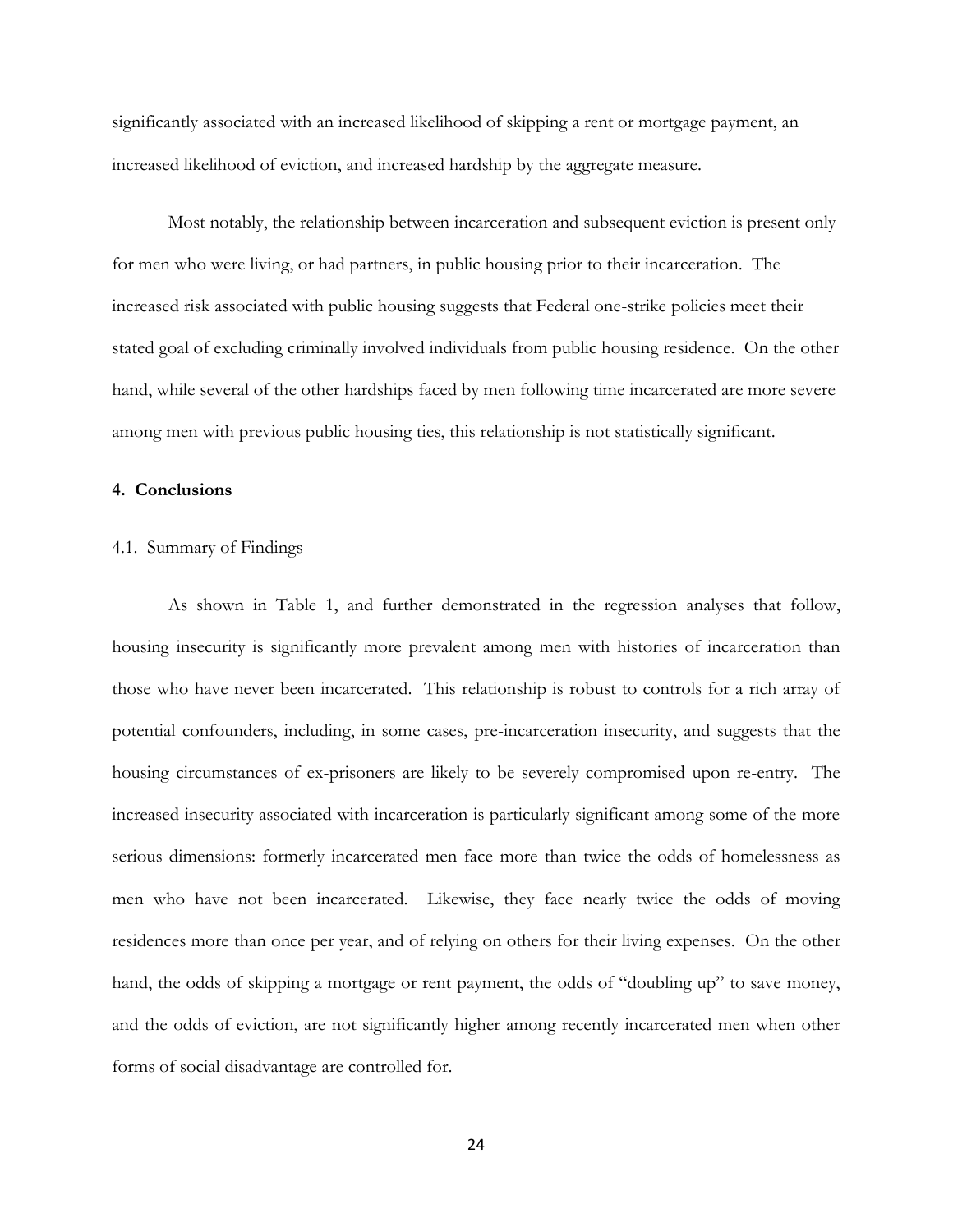significantly associated with an increased likelihood of skipping a rent or mortgage payment, an increased likelihood of eviction, and increased hardship by the aggregate measure.

Most notably, the relationship between incarceration and subsequent eviction is present only for men who were living, or had partners, in public housing prior to their incarceration. The increased risk associated with public housing suggests that Federal one-strike policies meet their stated goal of excluding criminally involved individuals from public housing residence. On the other hand, while several of the other hardships faced by men following time incarcerated are more severe among men with previous public housing ties, this relationship is not statistically significant.

## 4. Conclusions

### 4.1. Summary of Findings

As shown in Table 1, and further demonstrated in the regression analyses that follow, housing insecurity is significantly more prevalent among men with histories of incarceration than those who have never been incarcerated. This relationship is robust to controls for a rich array of potential confounders, including, in some cases, pre-incarceration insecurity, and suggests that the housing circumstances of ex-prisoners are likely to be severely compromised upon re-entry. The increased insecurity associated with incarceration is particularly significant among some of the more serious dimensions: formerly incarcerated men face more than twice the odds of homelessness as men who have not been incarcerated. Likewise, they face nearly twice the odds of moving residences more than once per year, and of relying on others for their living expenses. On the other hand, the odds of skipping a mortgage or rent payment, the odds of "doubling up" to save money, and the odds of eviction, are not significantly higher among recently incarcerated men when other forms of social disadvantage are controlled for.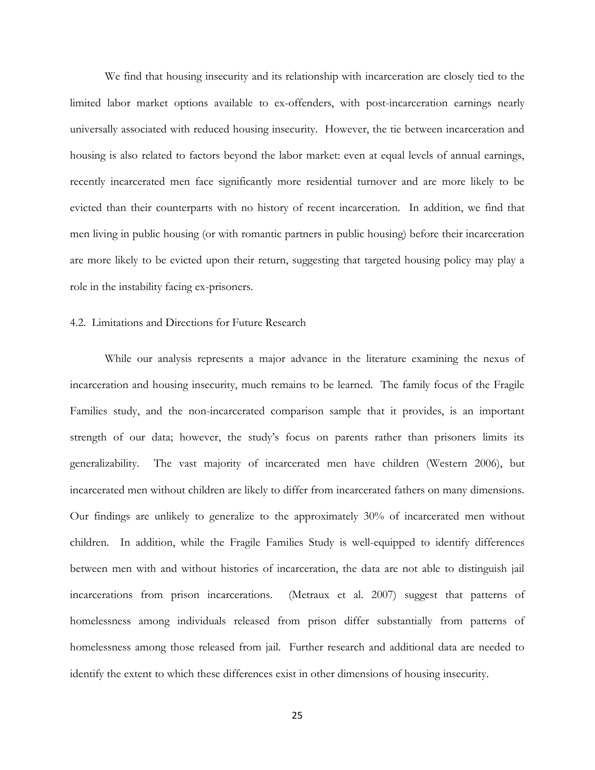We find that housing insecurity and its relationship with incarceration are closely tied to the limited labor market options available to ex-offenders, with post-incarceration earnings nearly universally associated with reduced housing insecurity. However, the tie between incarceration and housing is also related to factors beyond the labor market: even at equal levels of annual earnings, recently incarcerated men face significantly more residential turnover and are more likely to be evicted than their counterparts with no history of recent incarceration. In addition, we find that men living in public housing (or with romantic partners in public housing) before their incarceration are more likely to be evicted upon their return, suggesting that targeted housing policy may play a role in the instability facing ex-prisoners.

### 4.2. Limitations and Directions for Future Research

While our analysis represents a major advance in the literature examining the nexus of incarceration and housing insecurity, much remains to be learned. The family focus of the Fragile Families study, and the non-incarcerated comparison sample that it provides, is an important strength of our data; however, the study's focus on parents rather than prisoners limits its generalizability. The vast majority of incarcerated men have children (Western 2006), but incarcerated men without children are likely to differ from incarcerated fathers on many dimensions. Our findings are unlikely to generalize to the approximately 30% of incarcerated men without children. In addition, while the Fragile Families Study is well-equipped to identify differences between men with and without histories of incarceration, the data are not able to distinguish jail incarcerations from prison incarcerations. (Metraux et al. 2007) suggest that patterns of homelessness among individuals released from prison differ substantially from patterns of homelessness among those released from jail. Further research and additional data are needed to identify the extent to which these differences exist in other dimensions of housing insecurity.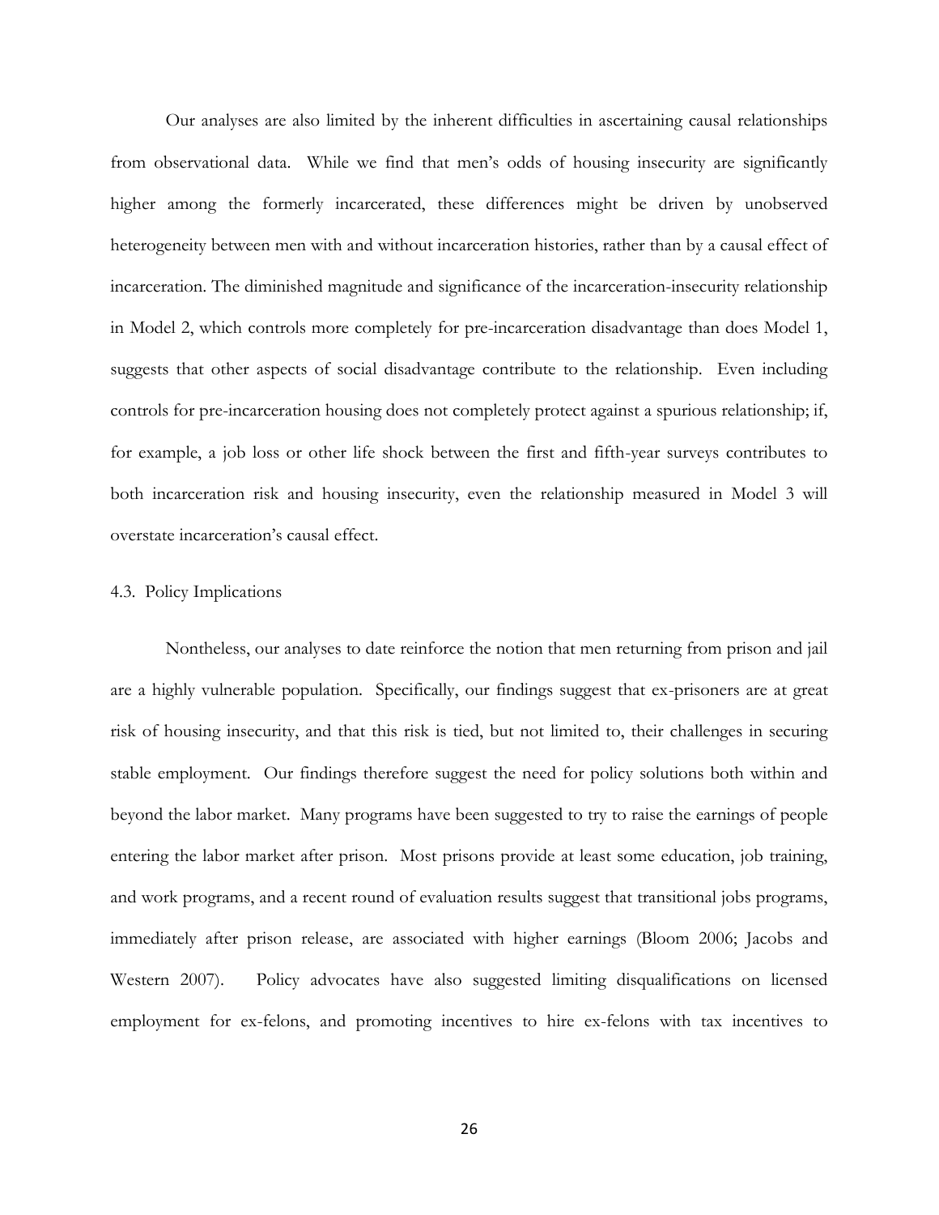Our analyses are also limited by the inherent difficulties in ascertaining causal relationships from observational data. While we find that men's odds of housing insecurity are significantly higher among the formerly incarcerated, these differences might be driven by unobserved heterogeneity between men with and without incarceration histories, rather than by a causal effect of incarceration. The diminished magnitude and significance of the incarceration-insecurity relationship in Model 2, which controls more completely for pre-incarceration disadvantage than does Model 1, suggests that other aspects of social disadvantage contribute to the relationship. Even including controls for pre-incarceration housing does not completely protect against a spurious relationship; if, for example, a job loss or other life shock between the first and fifth-year surveys contributes to both incarceration risk and housing insecurity, even the relationship measured in Model 3 will overstate incarceration's causal effect.

## 4.3. Policy Implications

Nontheless, our analyses to date reinforce the notion that men returning from prison and jail are a highly vulnerable population. Specifically, our findings suggest that ex-prisoners are at great risk of housing insecurity, and that this risk is tied, but not limited to, their challenges in securing stable employment. Our findings therefore suggest the need for policy solutions both within and beyond the labor market. Many programs have been suggested to try to raise the earnings of people entering the labor market after prison. Most prisons provide at least some education, job training, and work programs, and a recent round of evaluation results suggest that transitional jobs programs, immediately after prison release, are associated with higher earnings (Bloom 2006; Jacobs and Western 2007). Policy advocates have also suggested limiting disqualifications on licensed employment for ex-felons, and promoting incentives to hire ex-felons with tax incentives to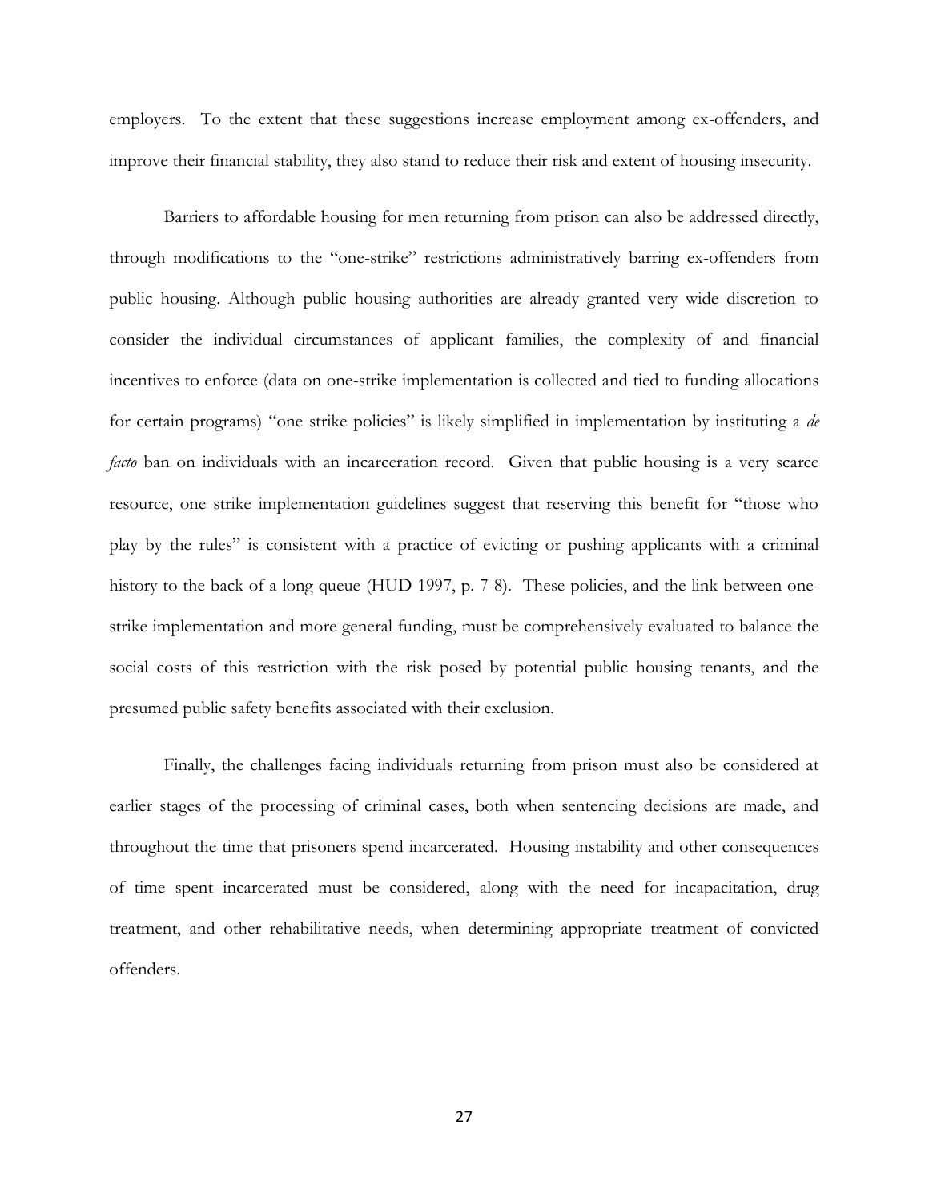employers. To the extent that these suggestions increase employment among ex-offenders, and improve their financial stability, they also stand to reduce their risk and extent of housing insecurity.

Barriers to affordable housing for men returning from prison can also be addressed directly, through modifications to the "one-strike" restrictions administratively barring ex-offenders from public housing. Although public housing authorities are already granted very wide discretion to consider the individual circumstances of applicant families, the complexity of and financial incentives to enforce (data on one-strike implementation is collected and tied to funding allocations for certain programs) "one strike policies" is likely simplified in implementation by instituting a *de facto* ban on individuals with an incarceration record. Given that public housing is a very scarce resource, one strike implementation guidelines suggest that reserving this benefit for "those who play by the rules" is consistent with a practice of evicting or pushing applicants with a criminal history to the back of a long queue (HUD 1997, p. 7-8). These policies, and the link between one-strike implementation and more general funding, must be comprehensively evaluated to balance the social costs of this restriction with the risk posed by potential public housing tenants, and the presumed public safety benefits associated with their exclusion.

Finally, the challenges facing individuals returning from prison must also be considered at earlier stages of the processing of criminal cases, both when sentencing decisions are made, and throughout the time that prisoners spend incarcerated. Housing instability and other consequences of time spent incarcerated must be considered, along with the need for incapacitation, drug treatment, and other rehabilitative needs, when determining appropriate treatment of convicted offenders.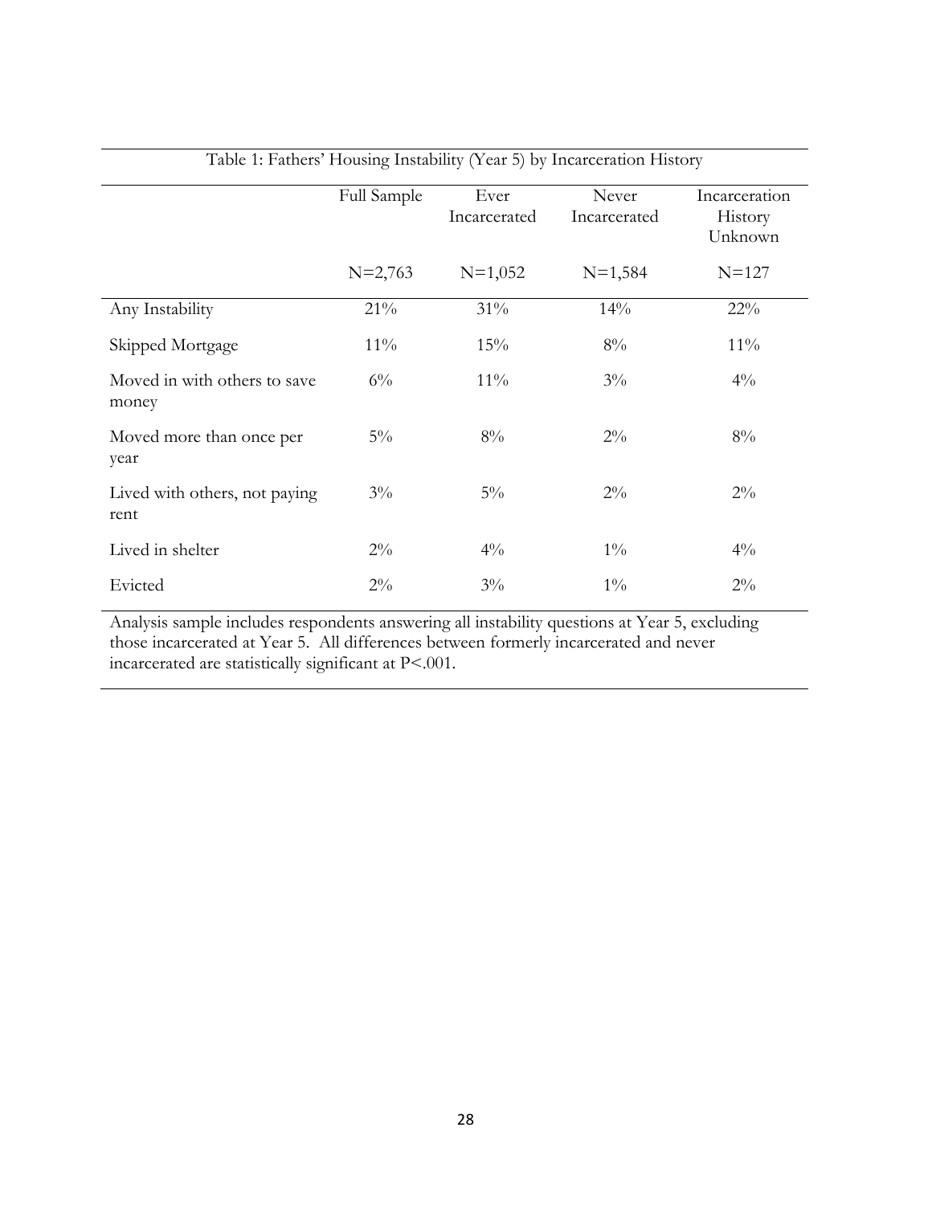Table 1: Fathers' Housing Instability (Year 5) by Incarceration History

| | Full Sample | Ever Incarcerated | Never Incarcerated | Incarceration History Unknown |
|---|---|---|---|---|
| | N=2,763 | N=1,052 | N=1,584 | N=127 |
| Any Instability | 21% | 31% | 14% | 22% |
| Skipped Mortgage | 11% | 15% | 8% | 11% |
| Moved in with others to save money | 6% | 11% | 3% | 4% |
| Moved more than once per year | 5% | 8% | 2% | 8% |
| Lived with others, not paying rent | 3% | 5% | 2% | 2% |
| Lived in shelter | 2% | 4% | 1% | 4% |
| Evicted | 2% | 3% | 1% | 2% |

Analysis sample includes respondents answering all instability questions at Year 5, excluding those incarcerated at Year 5. All differences between formerly incarcerated and never incarcerated are statistically significant at $P<.001$.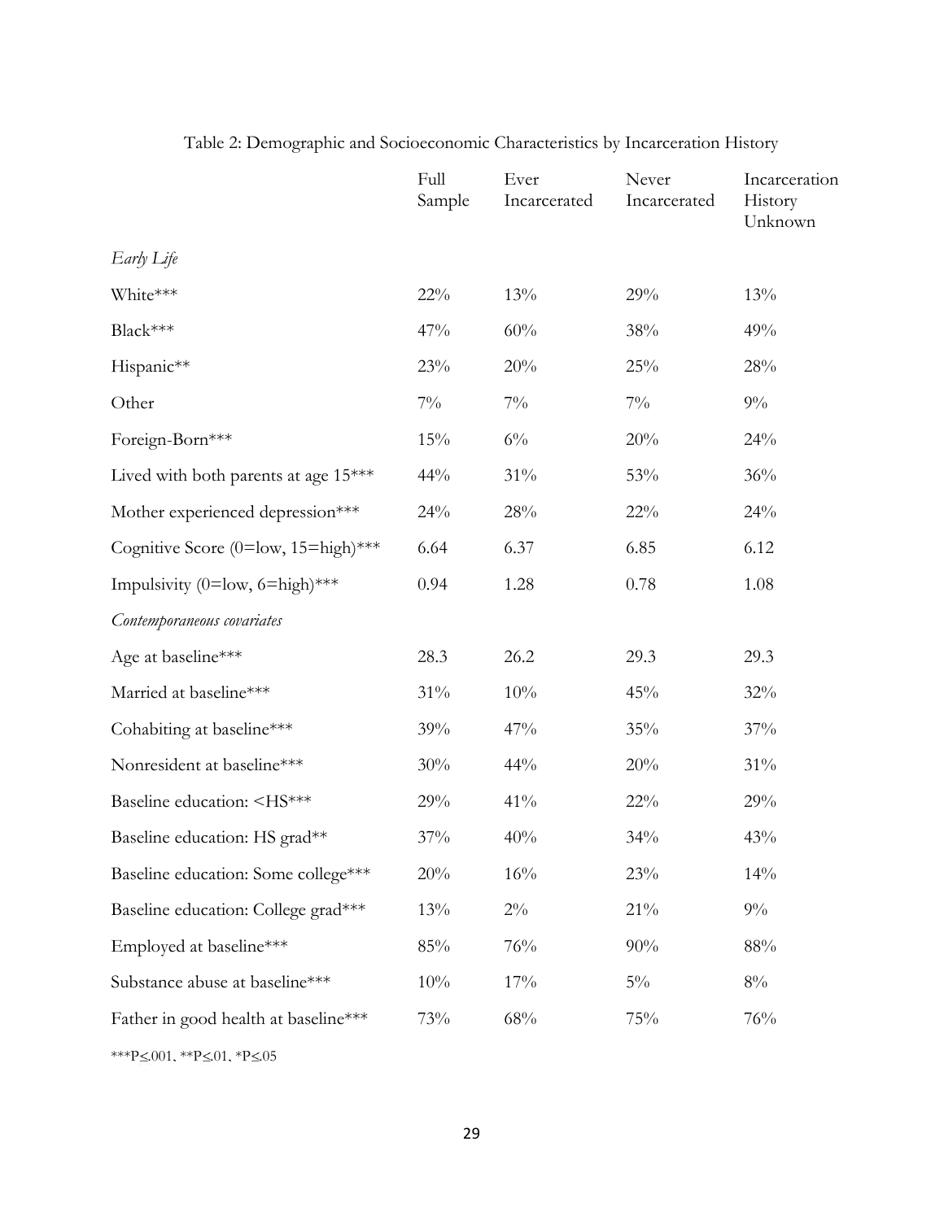Table 2: Demographic and Socioeconomic Characteristics by Incarceration History

| | Full Sample | Ever Incarcerated | Never Incarcerated | Incarceration History Unknown |
|---|---|---|---|---|
| *Early Life* | | | | |
| White*** | 22% | 13% | 29% | 13% |
| Black*** | 47% | 60% | 38% | 49% |
| Hispanic** | 23% | 20% | 25% | 28% |
| Other | 7% | 7% | 7% | 9% |
| Foreign-Born*** | 15% | 6% | 20% | 24% |
| Lived with both parents at age 15*** | 44% | 31% | 53% | 36% |
| Mother experienced depression*** | 24% | 28% | 22% | 24% |
| Cognitive Score (0=low, 15=high)*** | 6.64 | 6.37 | 6.85 | 6.12 |
| Impulsivity (0=low, 6=high)*** | 0.94 | 1.28 | 0.78 | 1.08 |
| *Contemporaneous covariates* | | | | |
| Age at baseline*** | 28.3 | 26.2 | 29.3 | 29.3 |
| Married at baseline*** | 31% | 10% | 45% | 32% |
| Cohabiting at baseline*** | 39% | 47% | 35% | 37% |
| Nonresident at baseline*** | 30% | 44% | 20% | 31% |
| Baseline education: <HS*** | 29% | 41% | 22% | 29% |
| Baseline education: HS grad** | 37% | 40% | 34% | 43% |
| Baseline education: Some college*** | 20% | 16% | 23% | 14% |
| Baseline education: College grad*** | 13% | 2% | 21% | 9% |
| Employed at baseline*** | 85% | 76% | 90% | 88% |
| Substance abuse at baseline*** | 10% | 17% | 5% | 8% |
| Father in good health at baseline*** | 73% | 68% | 75% | 76% |

***P≤.001, **P≤.01, *P≤.05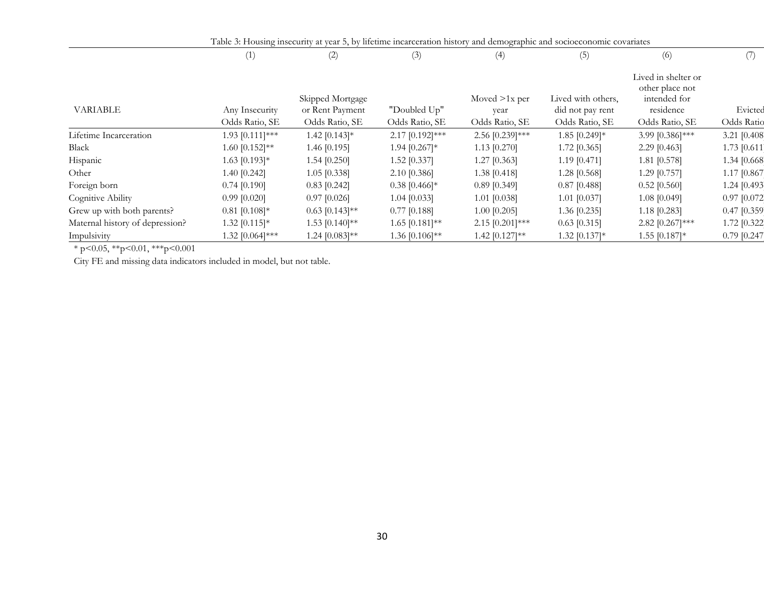Table 3: Housing insecurity at year 5, by lifetime incarceration history and demographic and socioeconomic covariates

| | (1) | (2) | (3) | (4) | (5) | (6) | (7) |
|---|---|---|---|---|---|---|---|
| VARIABLE | Any Insecurity | Skipped Mortgage or Rent Payment | "Doubled Up" | Moved >1x per year | Lived with others, did not pay rent | Lived in shelter or other place not intended for residence | Evicted |
| | Odds Ratio, SE | Odds Ratio, SE | Odds Ratio, SE | Odds Ratio, SE | Odds Ratio, SE | Odds Ratio, SE | Odds Ratio |
| Lifetime Incarceration | 1.93 [0.111]*** | 1.42 [0.143]* | 2.17 [0.192]*** | 2.56 [0.239]*** | 1.85 [0.249]* | 3.99 [0.386]*** | 3.21 [0.408 |
| Black | 1.60 [0.152]** | 1.46 [0.195] | 1.94 [0.267]* | 1.13 [0.270] | 1.72 [0.365] | 2.29 [0.463] | 1.73 [0.611 |
| Hispanic | 1.63 [0.193]* | 1.54 [0.250] | 1.52 [0.337] | 1.27 [0.363] | 1.19 [0.471] | 1.81 [0.578] | 1.34 [0.668 |
| Other | 1.40 [0.242] | 1.05 [0.338] | 2.10 [0.386] | 1.38 [0.418] | 1.28 [0.568] | 1.29 [0.757] | 1.17 [0.867 |
| Foreign born | 0.74 [0.190] | 0.83 [0.242] | 0.38 [0.466]* | 0.89 [0.349] | 0.87 [0.488] | 0.52 [0.560] | 1.24 [0.493 |
| Cognitive Ability | 0.99 [0.020] | 0.97 [0.026] | 1.04 [0.033] | 1.01 [0.038] | 1.01 [0.037] | 1.08 [0.049] | 0.97 [0.072 |
| Grew up with both parents? | 0.81 [0.108]* | 0.63 [0.143]** | 0.77 [0.188] | 1.00 [0.205] | 1.36 [0.235] | 1.18 [0.283] | 0.47 [0.359 |
| Maternal history of depression? | 1.32 [0.115]* | 1.53 [0.140]** | 1.65 [0.181]** | 2.15 [0.201]*** | 0.63 [0.315] | 2.82 [0.267]*** | 1.72 [0.322 |
| Impulsivity | 1.32 [0.064]*** | 1.24 [0.083]** | 1.36 [0.106]** | 1.42 [0.127]** | 1.32 [0.137]* | 1.55 [0.187]* | 0.79 [0.247 |

* p<0.05, **p<0.01, ***p<0.001

City FE and missing data indicators included in model, but not table.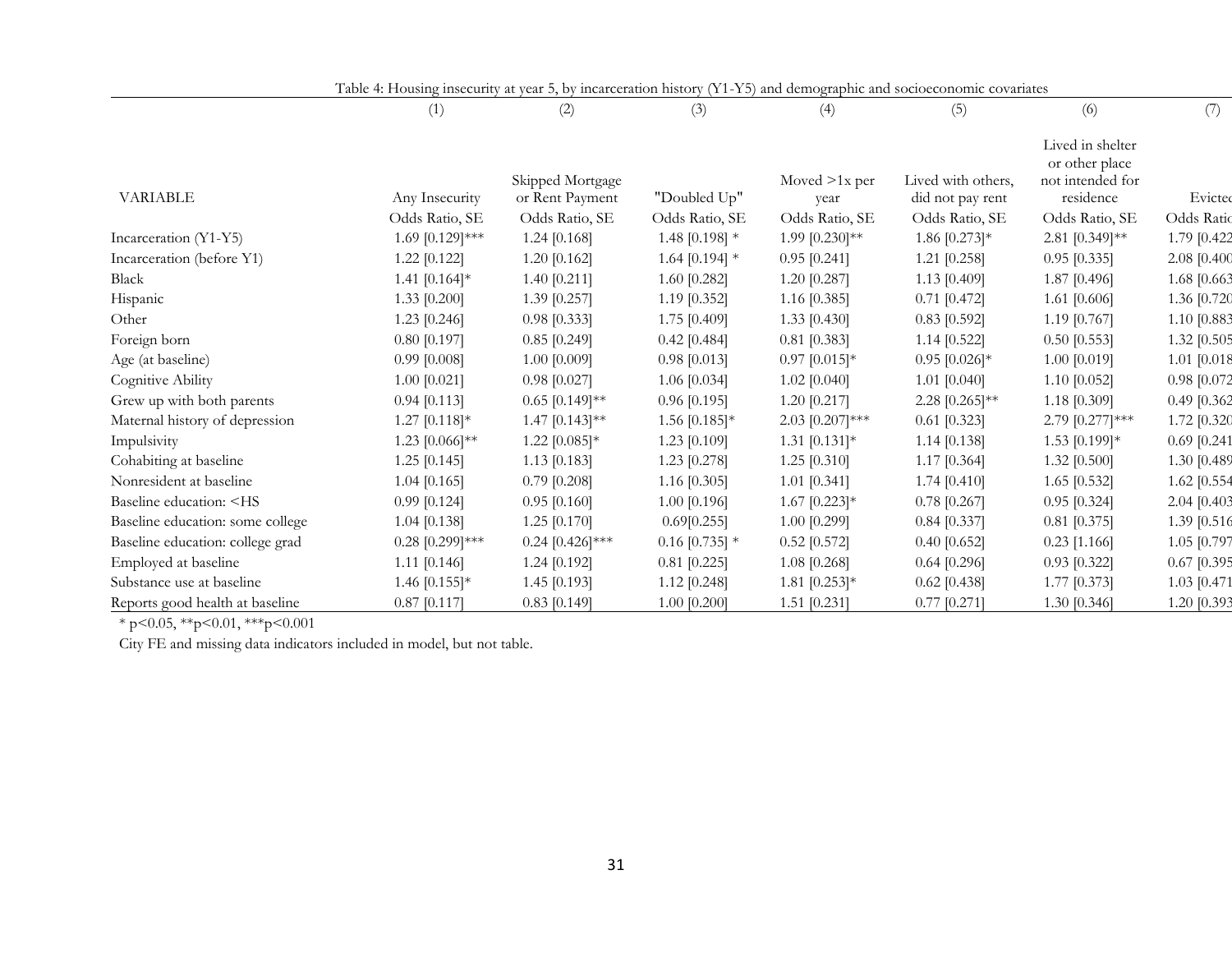Table 4: Housing insecurity at year 5, by incarceration history (Y1-Y5) and demographic and socioeconomic covariates

| | (1) | (2) | (3) | (4) | (5) | (6) | (7) |
|---|---|---|---|---|---|---|---|
| VARIABLE | Any Insecurity | Skipped Mortgage or Rent Payment | "Doubled Up" | Moved >1x per year | Lived with others, did not pay rent | Lived in shelter or other place not intended for residence | Evicted |
| | Odds Ratio, SE | Odds Ratio, SE | Odds Ratio, SE | Odds Ratio, SE | Odds Ratio, SE | Odds Ratio, SE | Odds Ratio |
| Incarceration (Y1-Y5) | 1.69 [0.129]*** | 1.24 [0.168] | 1.48 [0.198] * | 1.99 [0.230]** | 1.86 [0.273]* | 2.81 [0.349]** | 1.79 [0.422 |
| Incarceration (before Y1) | 1.22 [0.122] | 1.20 [0.162] | 1.64 [0.194] * | 0.95 [0.241] | 1.21 [0.258] | 0.95 [0.335] | 2.08 [0.400 |
| Black | 1.41 [0.164]* | 1.40 [0.211] | 1.60 [0.282] | 1.20 [0.287] | 1.13 [0.409] | 1.87 [0.496] | 1.68 [0.663 |
| Hispanic | 1.33 [0.200] | 1.39 [0.257] | 1.19 [0.352] | 1.16 [0.385] | 0.71 [0.472] | 1.61 [0.606] | 1.36 [0.720 |
| Other | 1.23 [0.246] | 0.98 [0.333] | 1.75 [0.409] | 1.33 [0.430] | 0.83 [0.592] | 1.19 [0.767] | 1.10 [0.883 |
| Foreign born | 0.80 [0.197] | 0.85 [0.249] | 0.42 [0.484] | 0.81 [0.383] | 1.14 [0.522] | 0.50 [0.553] | 1.32 [0.505 |
| Age (at baseline) | 0.99 [0.008] | 1.00 [0.009] | 0.98 [0.013] | 0.97 [0.015]* | 0.95 [0.026]* | 1.00 [0.019] | 1.01 [0.018 |
| Cognitive Ability | 1.00 [0.021] | 0.98 [0.027] | 1.06 [0.034] | 1.02 [0.040] | 1.01 [0.040] | 1.10 [0.052] | 0.98 [0.072 |
| Grew up with both parents | 0.94 [0.113] | 0.65 [0.149]** | 0.96 [0.195] | 1.20 [0.217] | 2.28 [0.265]** | 1.18 [0.309] | 0.49 [0.362 |
| Maternal history of depression | 1.27 [0.118]* | 1.47 [0.143]** | 1.56 [0.185]* | 2.03 [0.207]*** | 0.61 [0.323] | 2.79 [0.277]*** | 1.72 [0.320 |
| Impulsivity | 1.23 [0.066]** | 1.22 [0.085]* | 1.23 [0.109] | 1.31 [0.131]* | 1.14 [0.138] | 1.53 [0.199]* | 0.69 [0.241 |
| Cohabiting at baseline | 1.25 [0.145] | 1.13 [0.183] | 1.23 [0.278] | 1.25 [0.310] | 1.17 [0.364] | 1.32 [0.500] | 1.30 [0.489 |
| Nonresident at baseline | 1.04 [0.165] | 0.79 [0.208] | 1.16 [0.305] | 1.01 [0.341] | 1.74 [0.410] | 1.65 [0.532] | 1.62 [0.554 |
| Baseline education: <HS | 0.99 [0.124] | 0.95 [0.160] | 1.00 [0.196] | 1.67 [0.223]* | 0.78 [0.267] | 0.95 [0.324] | 2.04 [0.403 |
| Baseline education: some college | 1.04 [0.138] | 1.25 [0.170] | 0.69[0.255] | 1.00 [0.299] | 0.84 [0.337] | 0.81 [0.375] | 1.39 [0.516 |
| Baseline education: college grad | 0.28 [0.299]*** | 0.24 [0.426]*** | 0.16 [0.735] * | 0.52 [0.572] | 0.40 [0.652] | 0.23 [1.166] | 1.05 [0.797 |
| Employed at baseline | 1.11 [0.146] | 1.24 [0.192] | 0.81 [0.225] | 1.08 [0.268] | 0.64 [0.296] | 0.93 [0.322] | 0.67 [0.395 |
| Substance use at baseline | 1.46 [0.155]* | 1.45 [0.193] | 1.12 [0.248] | 1.81 [0.253]* | 0.62 [0.438] | 1.77 [0.373] | 1.03 [0.471 |
| Reports good health at baseline | 0.87 [0.117] | 0.83 [0.149] | 1.00 [0.200] | 1.51 [0.231] | 0.77 [0.271] | 1.30 [0.346] | 1.20 [0.393 |

* p<0.05, **p<0.01, ***p<0.001

City FE and missing data indicators included in model, but not table.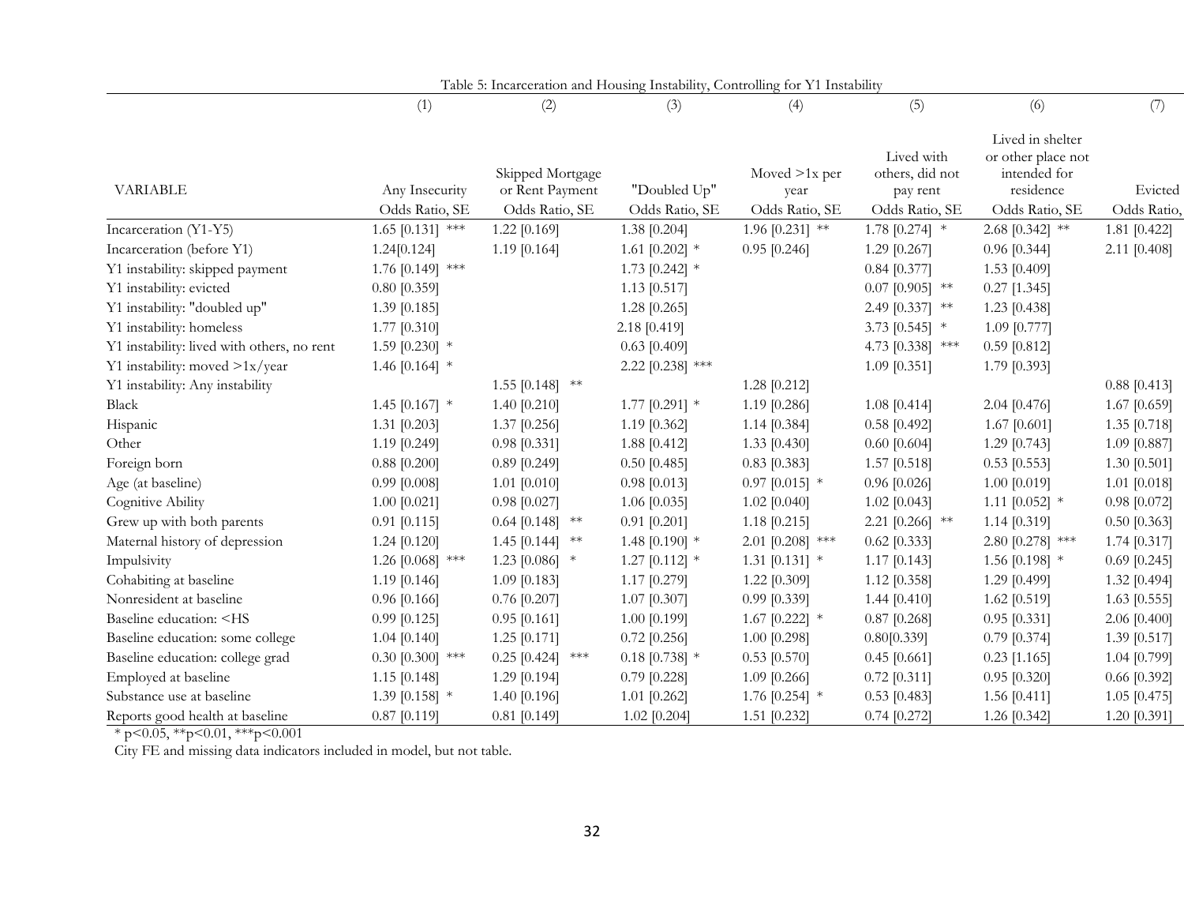Table 5: Incarceration and Housing Instability, Controlling for Y1 Instability

| VARIABLE | (1) Any Insecurity | (2) Skipped Mortgage or Rent Payment | (3) "Doubled Up" | (4) Moved >1x per year | (5) Lived with others, did not pay rent | (6) Lived in shelter or other place not intended for residence | (7) Evicted |
|---|---|---|---|---|---|---|---|
| | Odds Ratio, SE | Odds Ratio, SE | Odds Ratio, SE | Odds Ratio, SE | Odds Ratio, SE | Odds Ratio, SE | Odds Ratio, |
| Incarceration (Y1-Y5) | 1.65 [0.131] *** | 1.22 [0.169] | 1.38 [0.204] | 1.96 [0.231] ** | 1.78 [0.274] * | 2.68 [0.342] ** | 1.81 [0.422] |
| Incarceration (before Y1) | 1.24[0.124] | 1.19 [0.164] | 1.61 [0.202] * | 0.95 [0.246] | 1.29 [0.267] | 0.96 [0.344] | 2.11 [0.408] |
| Y1 instability: skipped payment | 1.76 [0.149] *** | | 1.73 [0.242] * | | 0.84 [0.377] | 1.53 [0.409] | |
| Y1 instability: evicted | 0.80 [0.359] | | 1.13 [0.517] | | 0.07 [0.905] ** | 0.27 [1.345] | |
| Y1 instability: "doubled up" | 1.39 [0.185] | | 1.28 [0.265] | | 2.49 [0.337] ** | 1.23 [0.438] | |
| Y1 instability: homeless | 1.77 [0.310] | | 2.18 [0.419] | | 3.73 [0.545] * | 1.09 [0.777] | |
| Y1 instability: lived with others, no rent | 1.59 [0.230] * | | 0.63 [0.409] | | 4.73 [0.338] *** | 0.59 [0.812] | |
| Y1 instability: moved >1x/year | 1.46 [0.164] * | | 2.22 [0.238] *** | | 1.09 [0.351] | 1.79 [0.393] | |
| Y1 instability: Any instability | | 1.55 [0.148] ** | | 1.28 [0.212] | | | 0.88 [0.413] |
| Black | 1.45 [0.167] * | 1.40 [0.210] | 1.77 [0.291] * | 1.19 [0.286] | 1.08 [0.414] | 2.04 [0.476] | 1.67 [0.659] |
| Hispanic | 1.31 [0.203] | 1.37 [0.256] | 1.19 [0.362] | 1.14 [0.384] | 0.58 [0.492] | 1.67 [0.601] | 1.35 [0.718] |
| Other | 1.19 [0.249] | 0.98 [0.331] | 1.88 [0.412] | 1.33 [0.430] | 0.60 [0.604] | 1.29 [0.743] | 1.09 [0.887] |
| Foreign born | 0.88 [0.200] | 0.89 [0.249] | 0.50 [0.485] | 0.83 [0.383] | 1.57 [0.518] | 0.53 [0.553] | 1.30 [0.501] |
| Age (at baseline) | 0.99 [0.008] | 1.01 [0.010] | 0.98 [0.013] | 0.97 [0.015] * | 0.96 [0.026] | 1.00 [0.019] | 1.01 [0.018] |
| Cognitive Ability | 1.00 [0.021] | 0.98 [0.027] | 1.06 [0.035] | 1.02 [0.040] | 1.02 [0.043] | 1.11 [0.052] * | 0.98 [0.072] |
| Grew up with both parents | 0.91 [0.115] | 0.64 [0.148] ** | 0.91 [0.201] | 1.18 [0.215] | 2.21 [0.266] ** | 1.14 [0.319] | 0.50 [0.363] |
| Maternal history of depression | 1.24 [0.120] | 1.45 [0.144] ** | 1.48 [0.190] * | 2.01 [0.208] *** | 0.62 [0.333] | 2.80 [0.278] *** | 1.74 [0.317] |
| Impulsivity | 1.26 [0.068] *** | 1.23 [0.086] * | 1.27 [0.112] * | 1.31 [0.131] * | 1.17 [0.143] | 1.56 [0.198] * | 0.69 [0.245] |
| Cohabiting at baseline | 1.19 [0.146] | 1.09 [0.183] | 1.17 [0.279] | 1.22 [0.309] | 1.12 [0.358] | 1.29 [0.499] | 1.32 [0.494] |
| Nonresident at baseline | 0.96 [0.166] | 0.76 [0.207] | 1.07 [0.307] | 0.99 [0.339] | 1.44 [0.410] | 1.62 [0.519] | 1.63 [0.555] |
| Baseline education: <HS | 0.99 [0.125] | 0.95 [0.161] | 1.00 [0.199] | 1.67 [0.222] * | 0.87 [0.268] | 0.95 [0.331] | 2.06 [0.400] |
| Baseline education: some college | 1.04 [0.140] | 1.25 [0.171] | 0.72 [0.256] | 1.00 [0.298] | 0.80[0.339] | 0.79 [0.374] | 1.39 [0.517] |
| Baseline education: college grad | 0.30 [0.300] *** | 0.25 [0.424] *** | 0.18 [0.738] * | 0.53 [0.570] | 0.45 [0.661] | 0.23 [1.165] | 1.04 [0.799] |
| Employed at baseline | 1.15 [0.148] | 1.29 [0.194] | 0.79 [0.228] | 1.09 [0.266] | 0.72 [0.311] | 0.95 [0.320] | 0.66 [0.392] |
| Substance use at baseline | 1.39 [0.158] * | 1.40 [0.196] | 1.01 [0.262] | 1.76 [0.254] * | 0.53 [0.483] | 1.56 [0.411] | 1.05 [0.475] |
| Reports good health at baseline | 0.87 [0.119] | 0.81 [0.149] | 1.02 [0.204] | 1.51 [0.232] | 0.74 [0.272] | 1.26 [0.342] | 1.20 [0.391] |

* $p<0.05$, ** $p<0.01$, *** $p<0.001$

City FE and missing data indicators included in model, but not table.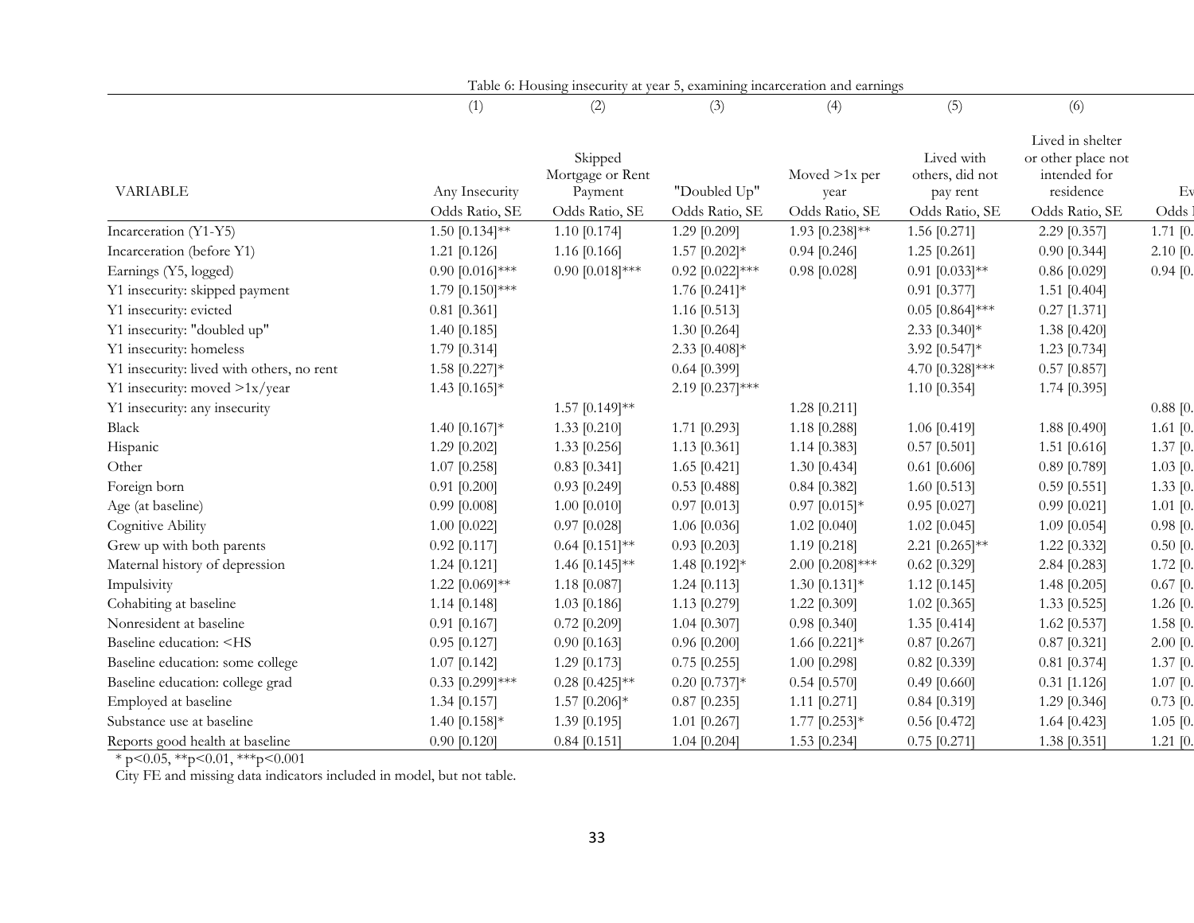Table 6: Housing insecurity at year 5, examining incarceration and earnings

| VARIABLE | (1) Any Insecurity | (2) Skipped Mortgage or Rent Payment | (3) "Doubled Up" | (4) Moved >1x per year | (5) Lived with others, did not pay rent | (6) Lived in shelter or other place not intended for residence | Ev |
|---|---|---|---|---|---|---|---|
| | Odds Ratio, SE | Odds Ratio, SE | Odds Ratio, SE | Odds Ratio, SE | Odds Ratio, SE | Odds Ratio, SE | Odds |
| Incarceration (Y1-Y5) | 1.50 [0.134]** | 1.10 [0.174] | 1.29 [0.209] | 1.93 [0.238]** | 1.56 [0.271] | 2.29 [0.357] | 1.71 [0. |
| Incarceration (before Y1) | 1.21 [0.126] | 1.16 [0.166] | 1.57 [0.202]* | 0.94 [0.246] | 1.25 [0.261] | 0.90 [0.344] | 2.10 [0. |
| Earnings (Y5, logged) | 0.90 [0.016]*** | 0.90 [0.018]*** | 0.92 [0.022]*** | 0.98 [0.028] | 0.91 [0.033]** | 0.86 [0.029] | 0.94 [0. |
| Y1 insecurity: skipped payment | 1.79 [0.150]*** | | 1.76 [0.241]* | | 0.91 [0.377] | 1.51 [0.404] | |
| Y1 insecurity: evicted | 0.81 [0.361] | | 1.16 [0.513] | | 0.05 [0.864]*** | 0.27 [1.371] | |
| Y1 insecurity: "doubled up" | 1.40 [0.185] | | 1.30 [0.264] | | 2.33 [0.340]* | 1.38 [0.420] | |
| Y1 insecurity: homeless | 1.79 [0.314] | | 2.33 [0.408]* | | 3.92 [0.547]* | 1.23 [0.734] | |
| Y1 insecurity: lived with others, no rent | 1.58 [0.227]* | | 0.64 [0.399] | | 4.70 [0.328]*** | 0.57 [0.857] | |
| Y1 insecurity: moved >1x/year | 1.43 [0.165]* | | 2.19 [0.237]*** | | 1.10 [0.354] | 1.74 [0.395] | |
| Y1 insecurity: any insecurity | | 1.57 [0.149]** | | 1.28 [0.211] | | | 0.88 [0. |
| Black | 1.40 [0.167]* | 1.33 [0.210] | 1.71 [0.293] | 1.18 [0.288] | 1.06 [0.419] | 1.88 [0.490] | 1.61 [0. |
| Hispanic | 1.29 [0.202] | 1.33 [0.256] | 1.13 [0.361] | 1.14 [0.383] | 0.57 [0.501] | 1.51 [0.616] | 1.37 [0. |
| Other | 1.07 [0.258] | 0.83 [0.341] | 1.65 [0.421] | 1.30 [0.434] | 0.61 [0.606] | 0.89 [0.789] | 1.03 [0. |
| Foreign born | 0.91 [0.200] | 0.93 [0.249] | 0.53 [0.488] | 0.84 [0.382] | 1.60 [0.513] | 0.59 [0.551] | 1.33 [0. |
| Age (at baseline) | 0.99 [0.008] | 1.00 [0.010] | 0.97 [0.013] | 0.97 [0.015]* | 0.95 [0.027] | 0.99 [0.021] | 1.01 [0. |
| Cognitive Ability | 1.00 [0.022] | 0.97 [0.028] | 1.06 [0.036] | 1.02 [0.040] | 1.02 [0.045] | 1.09 [0.054] | 0.98 [0. |
| Grew up with both parents | 0.92 [0.117] | 0.64 [0.151]** | 0.93 [0.203] | 1.19 [0.218] | 2.21 [0.265]** | 1.22 [0.332] | 0.50 [0. |
| Maternal history of depression | 1.24 [0.121] | 1.46 [0.145]** | 1.48 [0.192]* | 2.00 [0.208]*** | 0.62 [0.329] | 2.84 [0.283] | 1.72 [0. |
| Impulsivity | 1.22 [0.069]** | 1.18 [0.087] | 1.24 [0.113] | 1.30 [0.131]* | 1.12 [0.145] | 1.48 [0.205] | 0.67 [0. |
| Cohabiting at baseline | 1.14 [0.148] | 1.03 [0.186] | 1.13 [0.279] | 1.22 [0.309] | 1.02 [0.365] | 1.33 [0.525] | 1.26 [0. |
| Nonresident at baseline | 0.91 [0.167] | 0.72 [0.209] | 1.04 [0.307] | 0.98 [0.340] | 1.35 [0.414] | 1.62 [0.537] | 1.58 [0. |
| Baseline education: <HS | 0.95 [0.127] | 0.90 [0.163] | 0.96 [0.200] | 1.66 [0.221]* | 0.87 [0.267] | 0.87 [0.321] | 2.00 [0. |
| Baseline education: some college | 1.07 [0.142] | 1.29 [0.173] | 0.75 [0.255] | 1.00 [0.298] | 0.82 [0.339] | 0.81 [0.374] | 1.37 [0. |
| Baseline education: college grad | 0.33 [0.299]*** | 0.28 [0.425]** | 0.20 [0.737]* | 0.54 [0.570] | 0.49 [0.660] | 0.31 [1.126] | 1.07 [0. |
| Employed at baseline | 1.34 [0.157] | 1.57 [0.206]* | 0.87 [0.235] | 1.11 [0.271] | 0.84 [0.319] | 1.29 [0.346] | 0.73 [0. |
| Substance use at baseline | 1.40 [0.158]* | 1.39 [0.195] | 1.01 [0.267] | 1.77 [0.253]* | 0.56 [0.472] | 1.64 [0.423] | 1.05 [0. |
| Reports good health at baseline | 0.90 [0.120] | 0.84 [0.151] | 1.04 [0.204] | 1.53 [0.234] | 0.75 [0.271] | 1.38 [0.351] | 1.21 [0. |

* p<0.05, **p<0.01, ***p<0.001

City FE and missing data indicators included in model, but not table.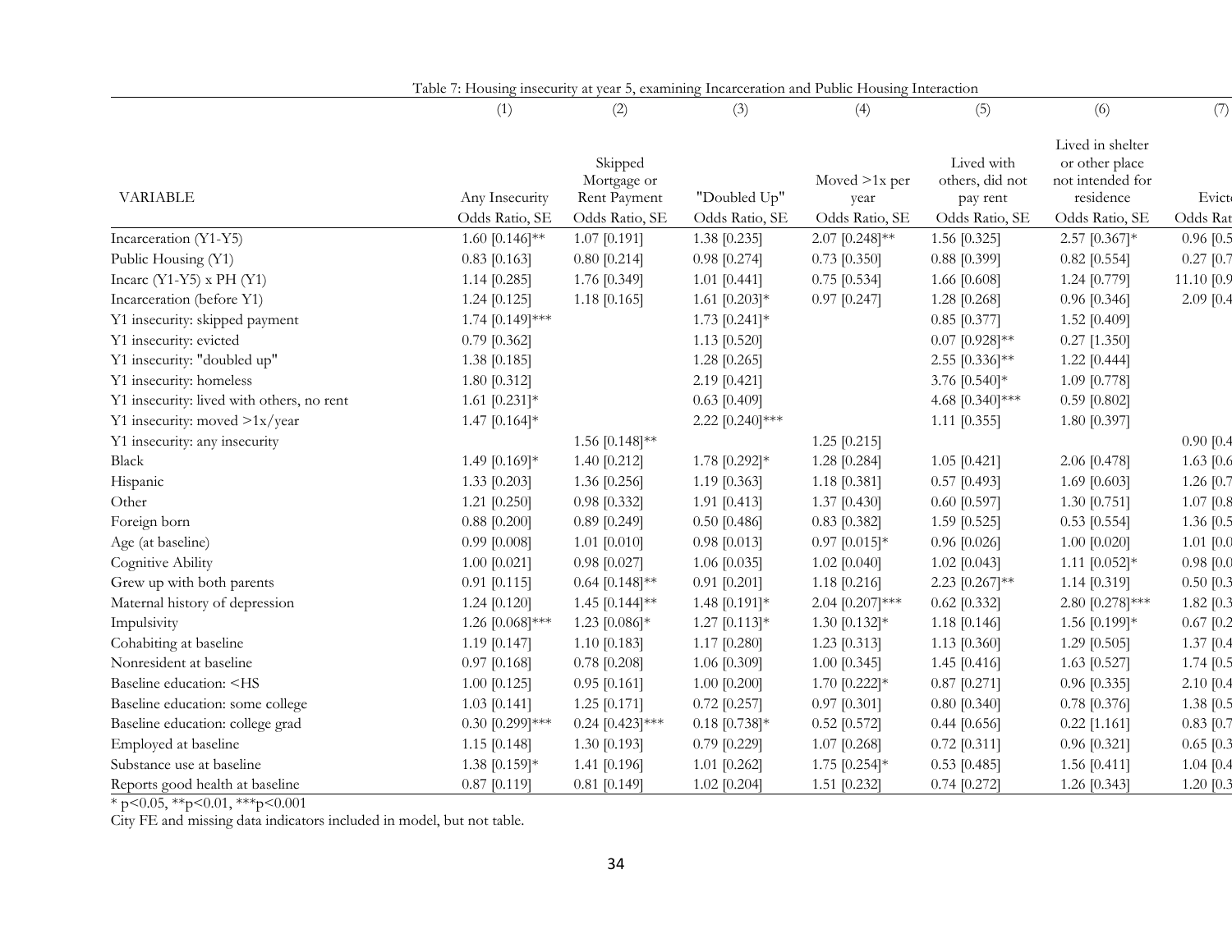Table 7: Housing insecurity at year 5, examining Incarceration and Public Housing Interaction

| VARIABLE | (1) Any Insecurity | (2) Skipped Mortgage or Rent Payment | (3) "Doubled Up" | (4) Moved >1x per year | (5) Lived with others, did not pay rent | (6) Lived in shelter or other place not intended for residence | (7) Evict |
|---|---|---|---|---|---|---|---|
| | Odds Ratio, SE | Odds Ratio, SE | Odds Ratio, SE | Odds Ratio, SE | Odds Ratio, SE | Odds Ratio, SE | Odds Rat |
| Incarceration (Y1-Y5) | 1.60 [0.146]** | 1.07 [0.191] | 1.38 [0.235] | 2.07 [0.248]** | 1.56 [0.325] | 2.57 [0.367]* | 0.96 [0.5 |
| Public Housing (Y1) | 0.83 [0.163] | 0.80 [0.214] | 0.98 [0.274] | 0.73 [0.350] | 0.88 [0.399] | 0.82 [0.554] | 0.27 [0.7 |
| Incarc (Y1-Y5) x PH (Y1) | 1.14 [0.285] | 1.76 [0.349] | 1.01 [0.441] | 0.75 [0.534] | 1.66 [0.608] | 1.24 [0.779] | 11.10 [0.9 |
| Incarceration (before Y1) | 1.24 [0.125] | 1.18 [0.165] | 1.61 [0.203]* | 0.97 [0.247] | 1.28 [0.268] | 0.96 [0.346] | 2.09 [0.4 |
| Y1 insecurity: skipped payment | 1.74 [0.149]*** | | 1.73 [0.241]* | | 0.85 [0.377] | 1.52 [0.409] | |
| Y1 insecurity: evicted | 0.79 [0.362] | | 1.13 [0.520] | | 0.07 [0.928]** | 0.27 [1.350] | |
| Y1 insecurity: "doubled up" | 1.38 [0.185] | | 1.28 [0.265] | | 2.55 [0.336]** | 1.22 [0.444] | |
| Y1 insecurity: homeless | 1.80 [0.312] | | 2.19 [0.421] | | 3.76 [0.540]* | 1.09 [0.778] | |
| Y1 insecurity: lived with others, no rent | 1.61 [0.231]* | | 0.63 [0.409] | | 4.68 [0.340]*** | 0.59 [0.802] | |
| Y1 insecurity: moved >1x/year | 1.47 [0.164]* | | 2.22 [0.240]*** | | 1.11 [0.355] | 1.80 [0.397] | |
| Y1 insecurity: any insecurity | | 1.56 [0.148]** | | 1.25 [0.215] | | | 0.90 [0.4 |
| Black | 1.49 [0.169]* | 1.40 [0.212] | 1.78 [0.292]* | 1.28 [0.284] | 1.05 [0.421] | 2.06 [0.478] | 1.63 [0.6 |
| Hispanic | 1.33 [0.203] | 1.36 [0.256] | 1.19 [0.363] | 1.18 [0.381] | 0.57 [0.493] | 1.69 [0.603] | 1.26 [0.7 |
| Other | 1.21 [0.250] | 0.98 [0.332] | 1.91 [0.413] | 1.37 [0.430] | 0.60 [0.597] | 1.30 [0.751] | 1.07 [0.8 |
| Foreign born | 0.88 [0.200] | 0.89 [0.249] | 0.50 [0.486] | 0.83 [0.382] | 1.59 [0.525] | 0.53 [0.554] | 1.36 [0.5 |
| Age (at baseline) | 0.99 [0.008] | 1.01 [0.010] | 0.98 [0.013] | 0.97 [0.015]* | 0.96 [0.026] | 1.00 [0.020] | 1.01 [0.0 |
| Cognitive Ability | 1.00 [0.021] | 0.98 [0.027] | 1.06 [0.035] | 1.02 [0.040] | 1.02 [0.043] | 1.11 [0.052]* | 0.98 [0.0 |
| Grew up with both parents | 0.91 [0.115] | 0.64 [0.148]** | 0.91 [0.201] | 1.18 [0.216] | 2.23 [0.267]** | 1.14 [0.319] | 0.50 [0.3 |
| Maternal history of depression | 1.24 [0.120] | 1.45 [0.144]** | 1.48 [0.191]* | 2.04 [0.207]*** | 0.62 [0.332] | 2.80 [0.278]*** | 1.82 [0.3 |
| Impulsivity | 1.26 [0.068]*** | 1.23 [0.086]* | 1.27 [0.113]* | 1.30 [0.132]* | 1.18 [0.146] | 1.56 [0.199]* | 0.67 [0.2 |
| Cohabiting at baseline | 1.19 [0.147] | 1.10 [0.183] | 1.17 [0.280] | 1.23 [0.313] | 1.13 [0.360] | 1.29 [0.505] | 1.37 [0.4 |
| Nonresident at baseline | 0.97 [0.168] | 0.78 [0.208] | 1.06 [0.309] | 1.00 [0.345] | 1.45 [0.416] | 1.63 [0.527] | 1.74 [0.5 |
| Baseline education: <HS | 1.00 [0.125] | 0.95 [0.161] | 1.00 [0.200] | 1.70 [0.222]* | 0.87 [0.271] | 0.96 [0.335] | 2.10 [0.4 |
| Baseline education: some college | 1.03 [0.141] | 1.25 [0.171] | 0.72 [0.257] | 0.97 [0.301] | 0.80 [0.340] | 0.78 [0.376] | 1.38 [0.5 |
| Baseline education: college grad | 0.30 [0.299]*** | 0.24 [0.423]*** | 0.18 [0.738]* | 0.52 [0.572] | 0.44 [0.656] | 0.22 [1.161] | 0.83 [0.7 |
| Employed at baseline | 1.15 [0.148] | 1.30 [0.193] | 0.79 [0.229] | 1.07 [0.268] | 0.72 [0.311] | 0.96 [0.321] | 0.65 [0.3 |
| Substance use at baseline | 1.38 [0.159]* | 1.41 [0.196] | 1.01 [0.262] | 1.75 [0.254]* | 0.53 [0.485] | 1.56 [0.411] | 1.04 [0.4 |
| Reports good health at baseline | 0.87 [0.119] | 0.81 [0.149] | 1.02 [0.204] | 1.51 [0.232] | 0.74 [0.272] | 1.26 [0.343] | 1.20 [0.3 |

* p<0.05, **p<0.01, ***p<0.001

City FE and missing data indicators included in model, but not table.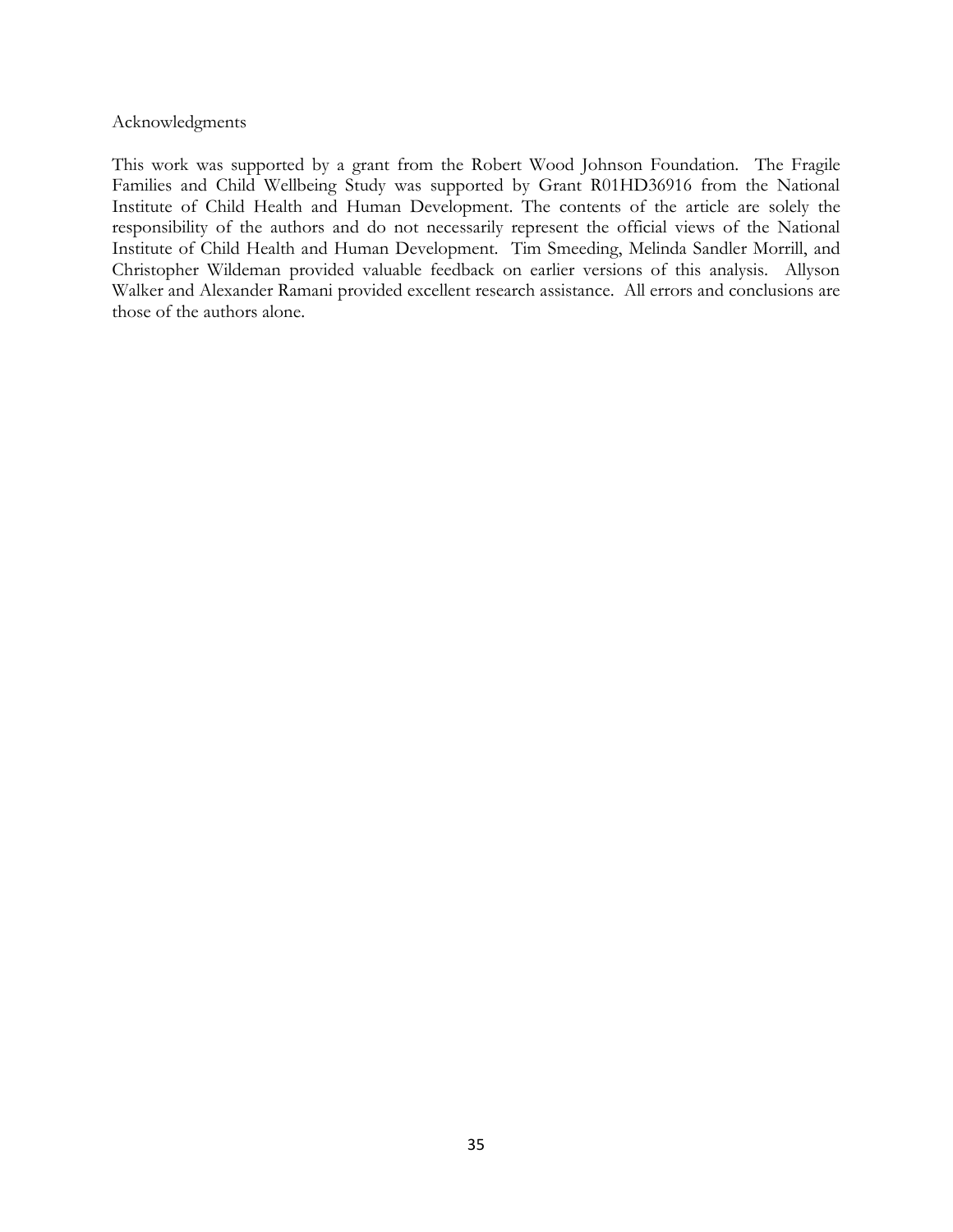Acknowledgments

This work was supported by a grant from the Robert Wood Johnson Foundation. The Fragile Families and Child Wellbeing Study was supported by Grant R01HD36916 from the National Institute of Child Health and Human Development. The contents of the article are solely the responsibility of the authors and do not necessarily represent the official views of the National Institute of Child Health and Human Development. Tim Smeeding, Melinda Sandler Morrill, and Christopher Wildeman provided valuable feedback on earlier versions of this analysis. Allyson Walker and Alexander Ramani provided excellent research assistance. All errors and conclusions are those of the authors alone.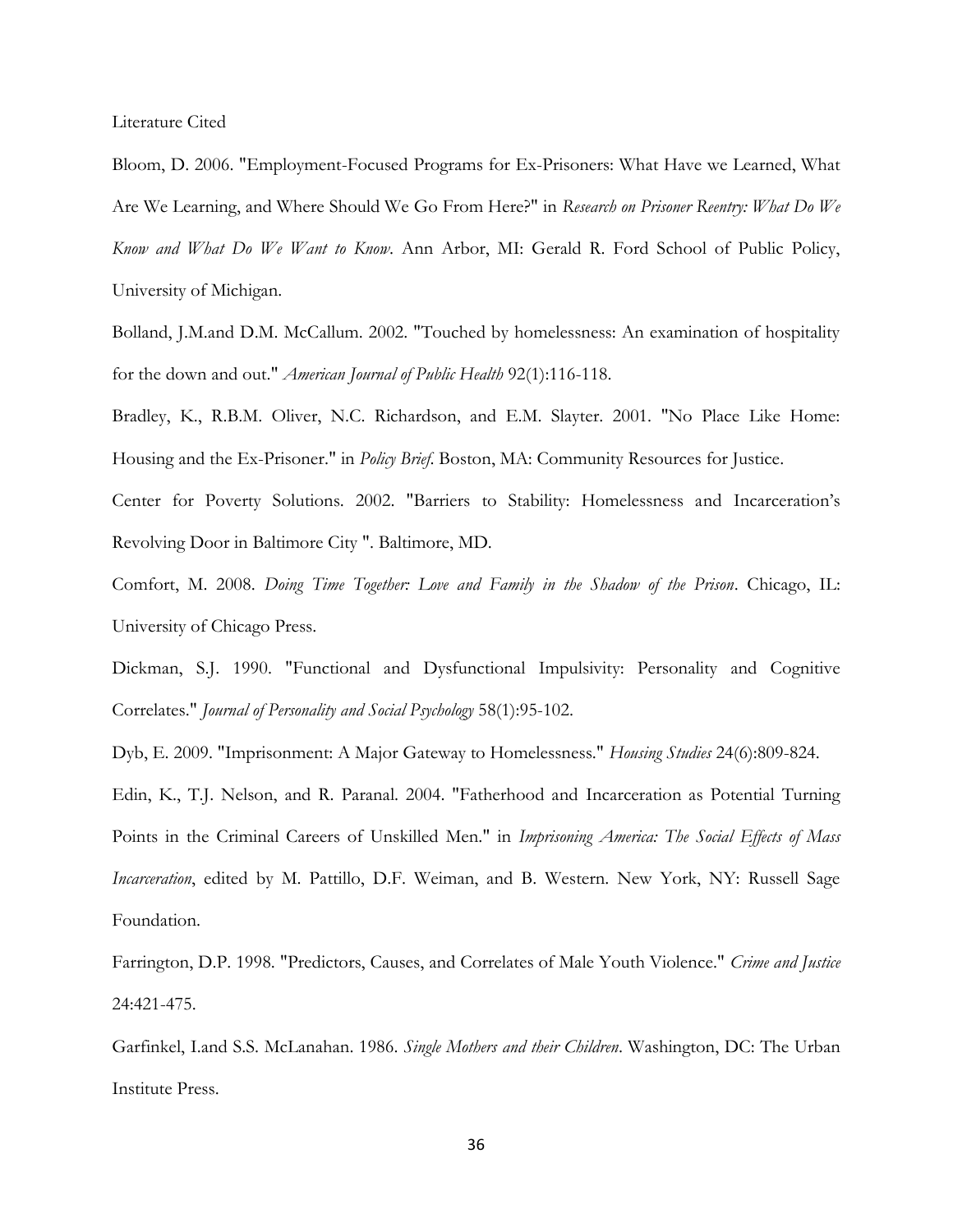Literature Cited

Bloom, D. 2006. "Employment-Focused Programs for Ex-Prisoners: What Have we Learned, What Are We Learning, and Where Should We Go From Here?" in *Research on Prisoner Reentry: What Do We Know and What Do We Want to Know*. Ann Arbor, MI: Gerald R. Ford School of Public Policy, University of Michigan.

Bolland, J.M.and D.M. McCallum. 2002. "Touched by homelessness: An examination of hospitality for the down and out." *American Journal of Public Health* 92(1):116-118.

Bradley, K., R.B.M. Oliver, N.C. Richardson, and E.M. Slayter. 2001. "No Place Like Home: Housing and the Ex-Prisoner." in *Policy Brief*. Boston, MA: Community Resources for Justice.

Center for Poverty Solutions. 2002. "Barriers to Stability: Homelessness and Incarceration's Revolving Door in Baltimore City ". Baltimore, MD.

Comfort, M. 2008. *Doing Time Together: Love and Family in the Shadow of the Prison*. Chicago, IL: University of Chicago Press.

Dickman, S.J. 1990. "Functional and Dysfunctional Impulsivity: Personality and Cognitive Correlates." *Journal of Personality and Social Psychology* 58(1):95-102.

Dyb, E. 2009. "Imprisonment: A Major Gateway to Homelessness." *Housing Studies* 24(6):809-824.

Edin, K., T.J. Nelson, and R. Paranal. 2004. "Fatherhood and Incarceration as Potential Turning Points in the Criminal Careers of Unskilled Men." in *Imprisoning America: The Social Effects of Mass Incarceration*, edited by M. Pattillo, D.F. Weiman, and B. Western. New York, NY: Russell Sage Foundation.

Farrington, D.P. 1998. "Predictors, Causes, and Correlates of Male Youth Violence." *Crime and Justice* 24:421-475.

Garfinkel, I.and S.S. McLanahan. 1986. *Single Mothers and their Children*. Washington, DC: The Urban Institute Press.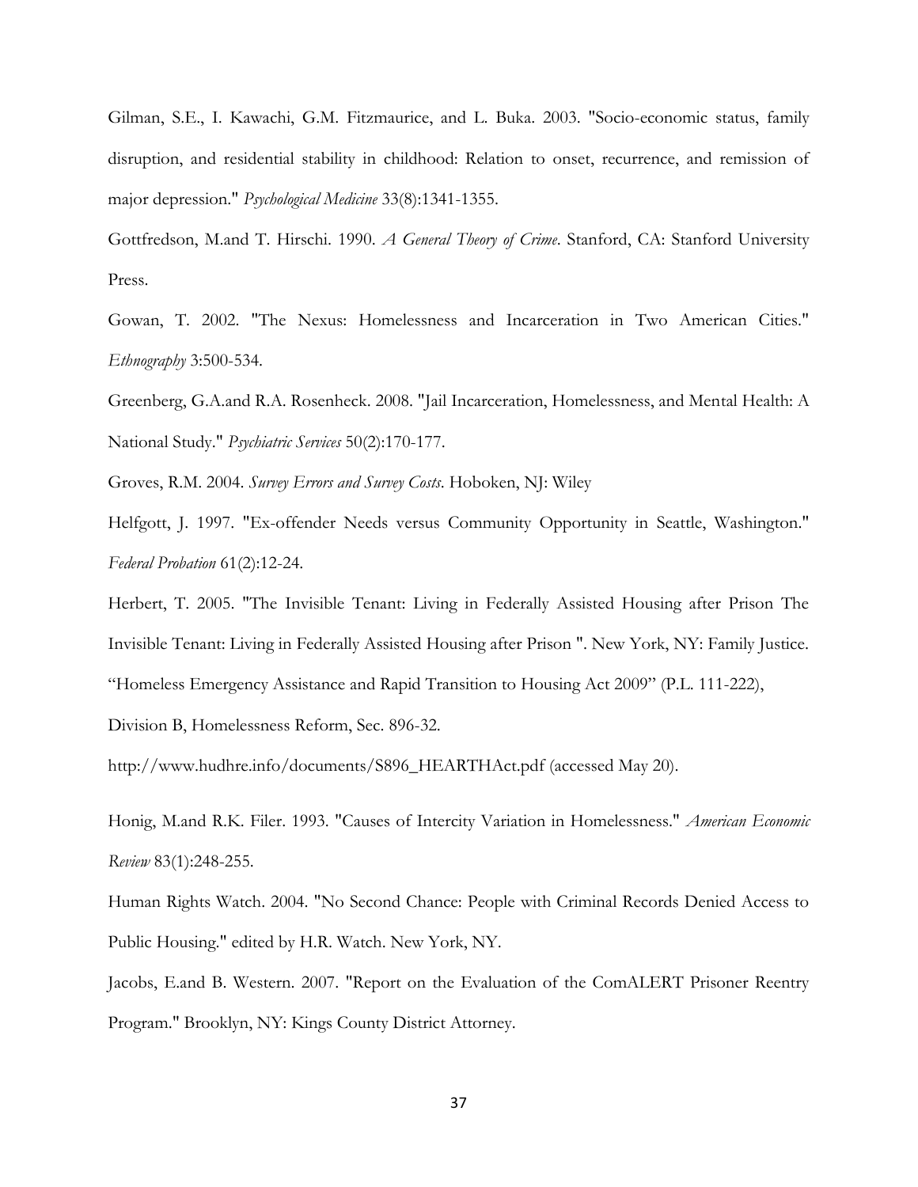Gilman, S.E., I. Kawachi, G.M. Fitzmaurice, and L. Buka. 2003. "Socio-economic status, family disruption, and residential stability in childhood: Relation to onset, recurrence, and remission of major depression." *Psychological Medicine* 33(8):1341-1355.

Gottfredson, M.and T. Hirschi. 1990. *A General Theory of Crime*. Stanford, CA: Stanford University Press.

Gowan, T. 2002. "The Nexus: Homelessness and Incarceration in Two American Cities." *Ethnography* 3:500-534.

Greenberg, G.A.and R.A. Rosenheck. 2008. "Jail Incarceration, Homelessness, and Mental Health: A National Study." *Psychiatric Services* 50(2):170-177.

Groves, R.M. 2004. *Survey Errors and Survey Costs*. Hoboken, NJ: Wiley

Helfgott, J. 1997. "Ex-offender Needs versus Community Opportunity in Seattle, Washington." *Federal Probation* 61(2):12-24.

Herbert, T. 2005. "The Invisible Tenant: Living in Federally Assisted Housing after Prison The Invisible Tenant: Living in Federally Assisted Housing after Prison ". New York, NY: Family Justice.

"Homeless Emergency Assistance and Rapid Transition to Housing Act 2009" (P.L. 111-222), Division B, Homelessness Reform, Sec. 896-32.

http://www.hudhre.info/documents/S896_HEARTHAct.pdf (accessed May 20).

Honig, M.and R.K. Filer. 1993. "Causes of Intercity Variation in Homelessness." *American Economic Review* 83(1):248-255.

Human Rights Watch. 2004. "No Second Chance: People with Criminal Records Denied Access to Public Housing." edited by H.R. Watch. New York, NY.

Jacobs, E.and B. Western. 2007. "Report on the Evaluation of the ComALERT Prisoner Reentry Program." Brooklyn, NY: Kings County District Attorney.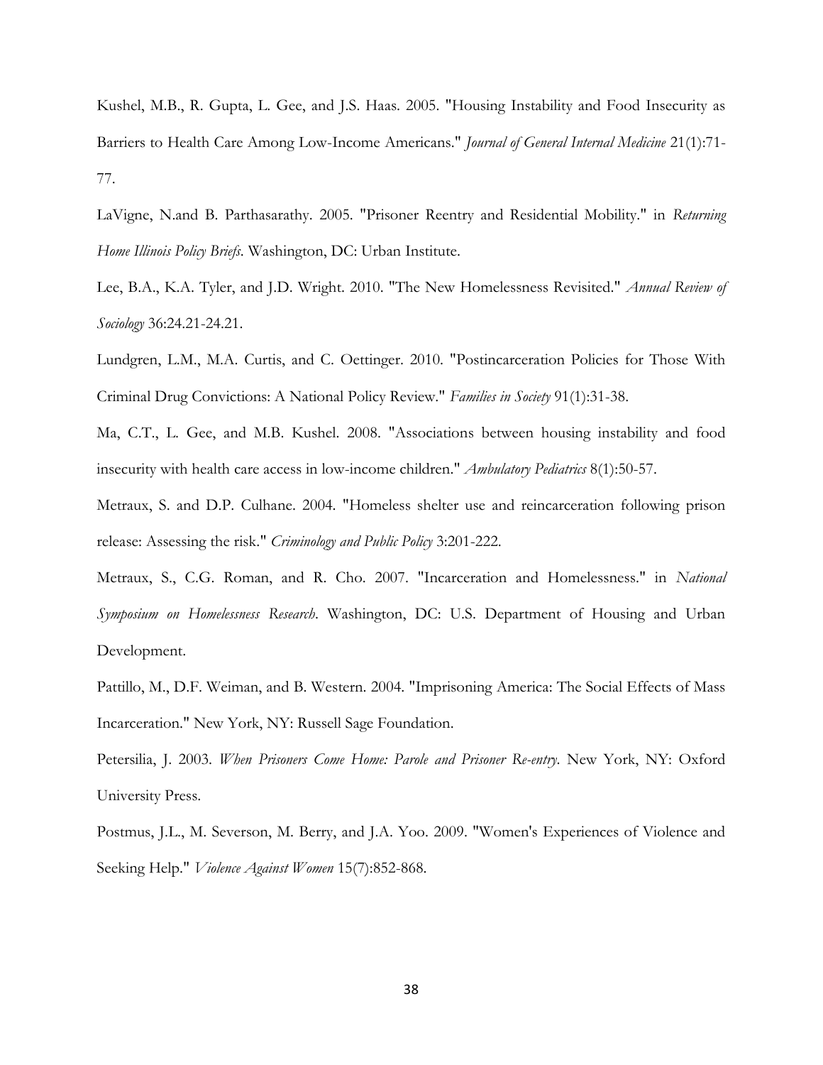Kushel, M.B., R. Gupta, L. Gee, and J.S. Haas. 2005. "Housing Instability and Food Insecurity as Barriers to Health Care Among Low-Income Americans." *Journal of General Internal Medicine* 21(1):71-77.

LaVigne, N.and B. Parthasarathy. 2005. "Prisoner Reentry and Residential Mobility." in *Returning Home Illinois Policy Briefs*. Washington, DC: Urban Institute.

Lee, B.A., K.A. Tyler, and J.D. Wright. 2010. "The New Homelessness Revisited." *Annual Review of Sociology* 36:24.21-24.21.

Lundgren, L.M., M.A. Curtis, and C. Oettinger. 2010. "Postincarceration Policies for Those With Criminal Drug Convictions: A National Policy Review." *Families in Society* 91(1):31-38.

Ma, C.T., L. Gee, and M.B. Kushel. 2008. "Associations between housing instability and food insecurity with health care access in low-income children." *Ambulatory Pediatrics* 8(1):50-57.

Metraux, S. and D.P. Culhane. 2004. "Homeless shelter use and reincarceration following prison release: Assessing the risk." *Criminology and Public Policy* 3:201-222.

Metraux, S., C.G. Roman, and R. Cho. 2007. "Incarceration and Homelessness." in *National Symposium on Homelessness Research*. Washington, DC: U.S. Department of Housing and Urban Development.

Pattillo, M., D.F. Weiman, and B. Western. 2004. "Imprisoning America: The Social Effects of Mass Incarceration." New York, NY: Russell Sage Foundation.

Petersilia, J. 2003. *When Prisoners Come Home: Parole and Prisoner Re-entry*. New York, NY: Oxford University Press.

Postmus, J.L., M. Severson, M. Berry, and J.A. Yoo. 2009. "Women's Experiences of Violence and Seeking Help." *Violence Against Women* 15(7):852-868.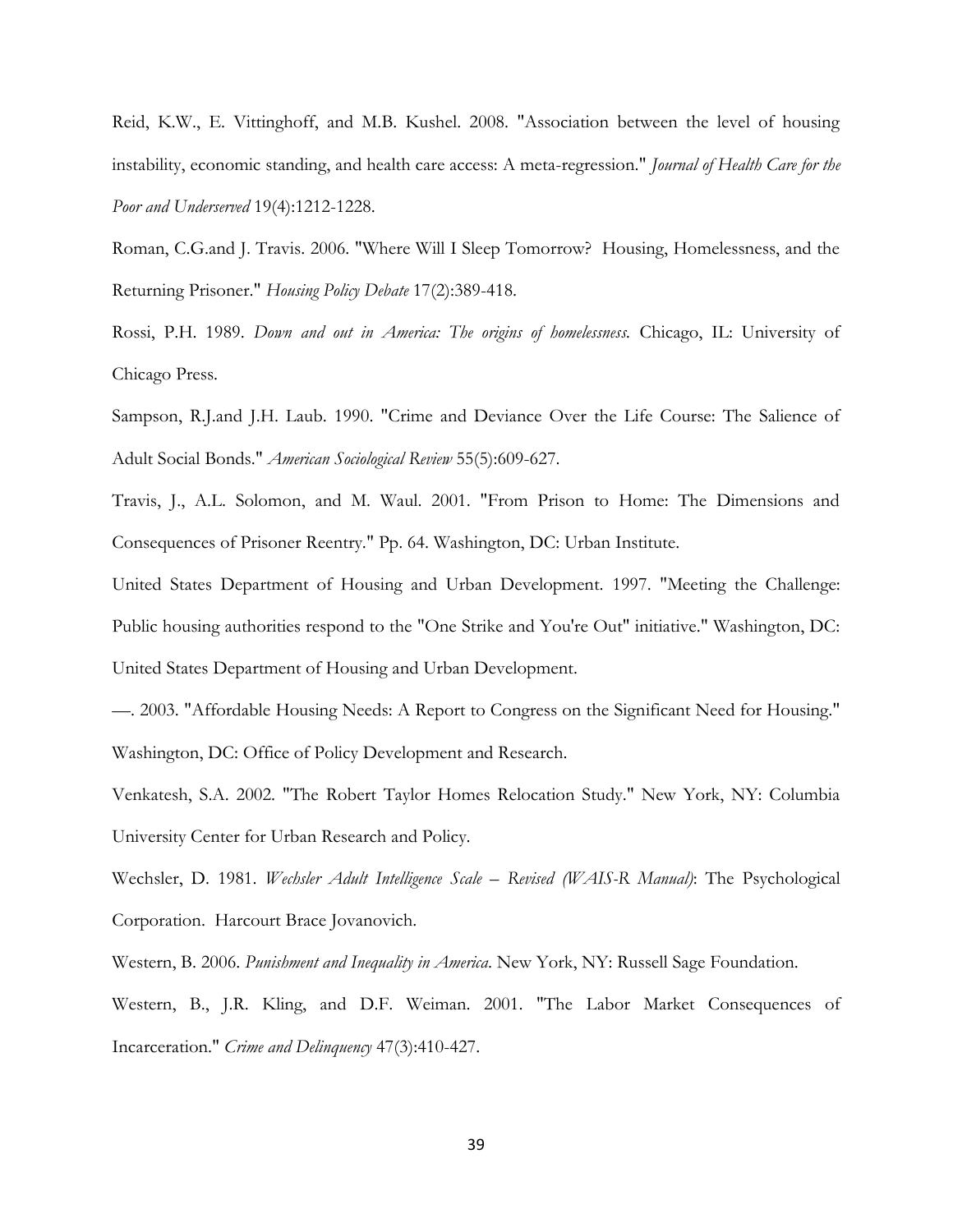Reid, K.W., E. Vittinghoff, and M.B. Kushel. 2008. "Association between the level of housing instability, economic standing, and health care access: A meta-regression." *Journal of Health Care for the Poor and Underserved* 19(4):1212-1228.

Roman, C.G.and J. Travis. 2006. "Where Will I Sleep Tomorrow? Housing, Homelessness, and the Returning Prisoner." *Housing Policy Debate* 17(2):389-418.

Rossi, P.H. 1989. *Down and out in America: The origins of homelessness*. Chicago, IL: University of Chicago Press.

Sampson, R.J.and J.H. Laub. 1990. "Crime and Deviance Over the Life Course: The Salience of Adult Social Bonds." *American Sociological Review* 55(5):609-627.

Travis, J., A.L. Solomon, and M. Waul. 2001. "From Prison to Home: The Dimensions and Consequences of Prisoner Reentry." Pp. 64. Washington, DC: Urban Institute.

United States Department of Housing and Urban Development. 1997. "Meeting the Challenge: Public housing authorities respond to the "One Strike and You're Out" initiative." Washington, DC: United States Department of Housing and Urban Development.

—. 2003. "Affordable Housing Needs: A Report to Congress on the Significant Need for Housing." Washington, DC: Office of Policy Development and Research.

Venkatesh, S.A. 2002. "The Robert Taylor Homes Relocation Study." New York, NY: Columbia University Center for Urban Research and Policy.

Wechsler, D. 1981. *Wechsler Adult Intelligence Scale – Revised (WAIS-R Manual)*: The Psychological Corporation. Harcourt Brace Jovanovich.

Western, B. 2006. *Punishment and Inequality in America*. New York, NY: Russell Sage Foundation.

Western, B., J.R. Kling, and D.F. Weiman. 2001. "The Labor Market Consequences of Incarceration." *Crime and Delinquency* 47(3):410-427.